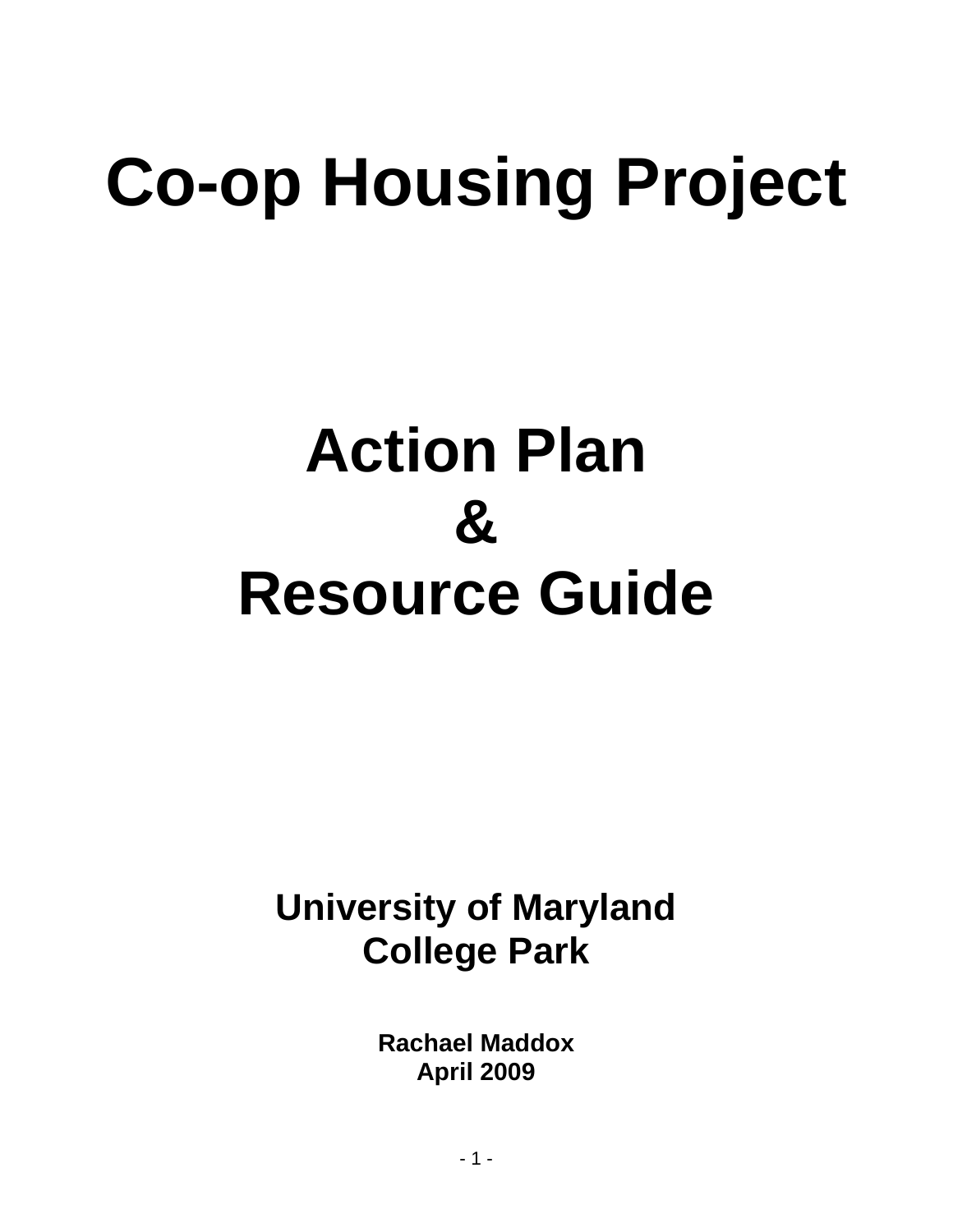# Co-op Housing Project

# Action Plan
# &
# Resource Guide

## University of Maryland
## College Park

**Rachael Maddox**
**April 2009**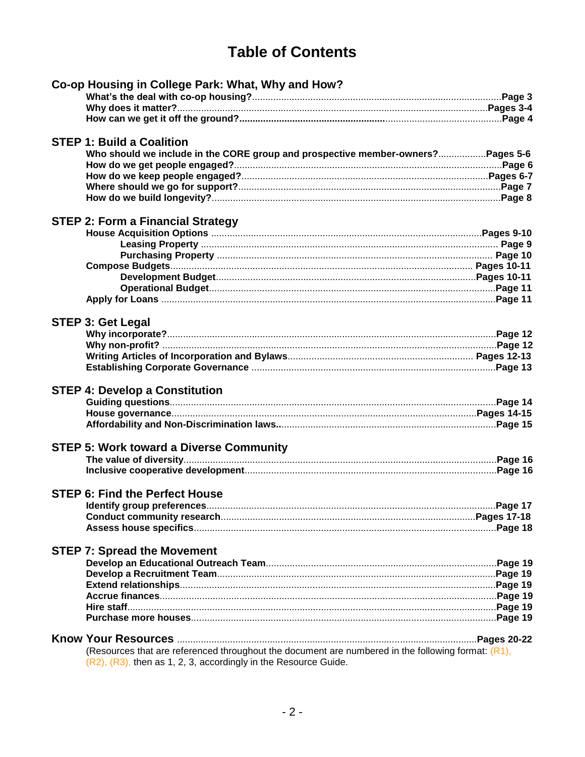# Table of Contents

## Co-op Housing in College Park: What, Why and How?

- **What's the deal with co-op housing?** ............ Page 3
- **Why does it matter?** ............ Pages 3-4
- **How can we get it off the ground?** ............ Page 4

## STEP 1: Build a Coalition

- **Who should we include in the CORE group and prospective member-owners?** ............ Pages 5-6
- **How do we get people engaged?** ............ Page 6
- **How do we keep people engaged?** ............ Pages 6-7
- **Where should we go for support?** ............ Page 7
- **How do we build longevity?** ............ Page 8

## STEP 2: Form a Financial Strategy

- **House Acquisition Options** ............ Pages 9-10
  - **Leasing Property** ............ Page 9
  - **Purchasing Property** ............ Page 10
- **Compose Budgets** ............ Pages 10-11
  - **Development Budget** ............ Pages 10-11
  - **Operational Budget** ............ Page 11
- **Apply for Loans** ............ Page 11

## STEP 3: Get Legal

- **Why incorporate?** ............ Page 12
- **Why non-profit?** ............ Page 12
- **Writing Articles of Incorporation and Bylaws** ............ Pages 12-13
- **Establishing Corporate Governance** ............ Page 13

## STEP 4: Develop a Constitution

- **Guiding questions** ............ Page 14
- **House governance** ............ Pages 14-15
- **Affordability and Non-Discrimination laws.** ............ Page 15

## STEP 5: Work toward a Diverse Community

- **The value of diversity** ............ Page 16
- **Inclusive cooperative development** ............ Page 16

## STEP 6: Find the Perfect House

- **Identify group preferences** ............ Page 17
- **Conduct community research** ............ Pages 17-18
- **Assess house specifics** ............ Page 18

## STEP 7: Spread the Movement

- **Develop an Educational Outreach Team** ............ Page 19
- **Develop a Recruitment Team** ............ Page 19
- **Extend relationships** ............ Page 19
- **Accrue finances** ............ Page 19
- **Hire staff** ............ Page 19
- **Purchase more houses** ............ Page 19

## Know Your Resources ............ Pages 20-22

(Resources that are referenced throughout the document are numbered in the following format: (R1), (R2), (R3), then as 1, 2, 3, accordingly in the Resource Guide.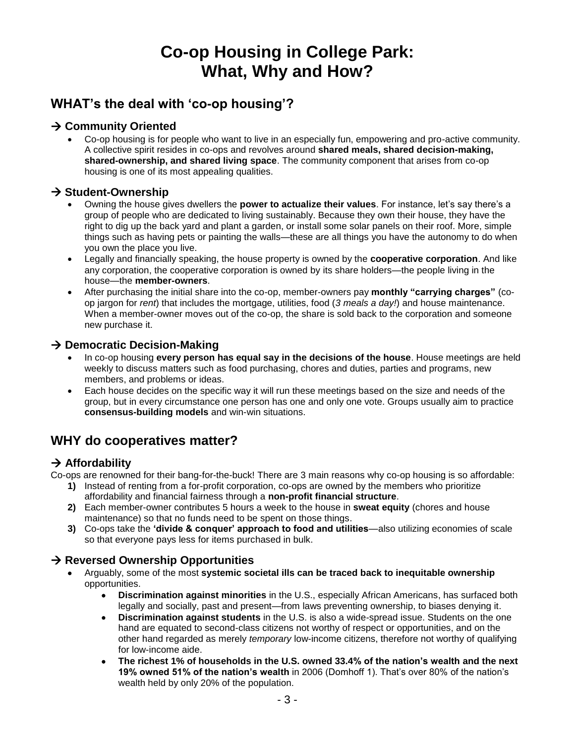# Co-op Housing in College Park: What, Why and How?

## WHAT's the deal with 'co-op housing'?

### → Community Oriented

- Co-op housing is for people who want to live in an especially fun, empowering and pro-active community. A collective spirit resides in co-ops and revolves around **shared meals, shared decision-making, shared-ownership, and shared living space**. The community component that arises from co-op housing is one of its most appealing qualities.

### → Student-Ownership

- Owning the house gives dwellers the **power to actualize their values**. For instance, let's say there's a group of people who are dedicated to living sustainably. Because they own their house, they have the right to dig up the back yard and plant a garden, or install some solar panels on their roof. More, simple things such as having pets or painting the walls—these are all things you have the autonomy to do when you own the place you live.
- Legally and financially speaking, the house property is owned by the **cooperative corporation**. And like any corporation, the cooperative corporation is owned by its share holders—the people living in the house—the **member-owners**.
- After purchasing the initial share into the co-op, member-owners pay **monthly "carrying charges"** (co-op jargon for *rent*) that includes the mortgage, utilities, food (*3 meals a day!*) and house maintenance. When a member-owner moves out of the co-op, the share is sold back to the corporation and someone new purchase it.

### → Democratic Decision-Making

- In co-op housing **every person has equal say in the decisions of the house**. House meetings are held weekly to discuss matters such as food purchasing, chores and duties, parties and programs, new members, and problems or ideas.
- Each house decides on the specific way it will run these meetings based on the size and needs of the group, but in every circumstance one person has one and only one vote. Groups usually aim to practice **consensus-building models** and win-win situations.

## WHY do cooperatives matter?

### → Affordability

Co-ops are renowned for their bang-for-the-buck! There are 3 main reasons why co-op housing is so affordable:

1) Instead of renting from a for-profit corporation, co-ops are owned by the members who prioritize affordability and financial fairness through a **non-profit financial structure**.
2) Each member-owner contributes 5 hours a week to the house in **sweat equity** (chores and house maintenance) so that no funds need to be spent on those things.
3) Co-ops take the **'divide & conquer' approach to food and utilities**—also utilizing economies of scale so that everyone pays less for items purchased in bulk.

### → Reversed Ownership Opportunities

- Arguably, some of the most **systemic societal ills can be traced back to inequitable ownership** opportunities.
  - **Discrimination against minorities** in the U.S., especially African Americans, has surfaced both legally and socially, past and present—from laws preventing ownership, to biases denying it.
  - **Discrimination against students** in the U.S. is also a wide-spread issue. Students on the one hand are equated to second-class citizens not worthy of respect or opportunities, and on the other hand regarded as merely *temporary* low-income citizens, therefore not worthy of qualifying for low-income aide.
  - **The richest 1% of households in the U.S. owned 33.4% of the nation's wealth and the next 19% owned 51% of the nation's wealth** in 2006 (Domhoff 1). That's over 80% of the nation's wealth held by only 20% of the population.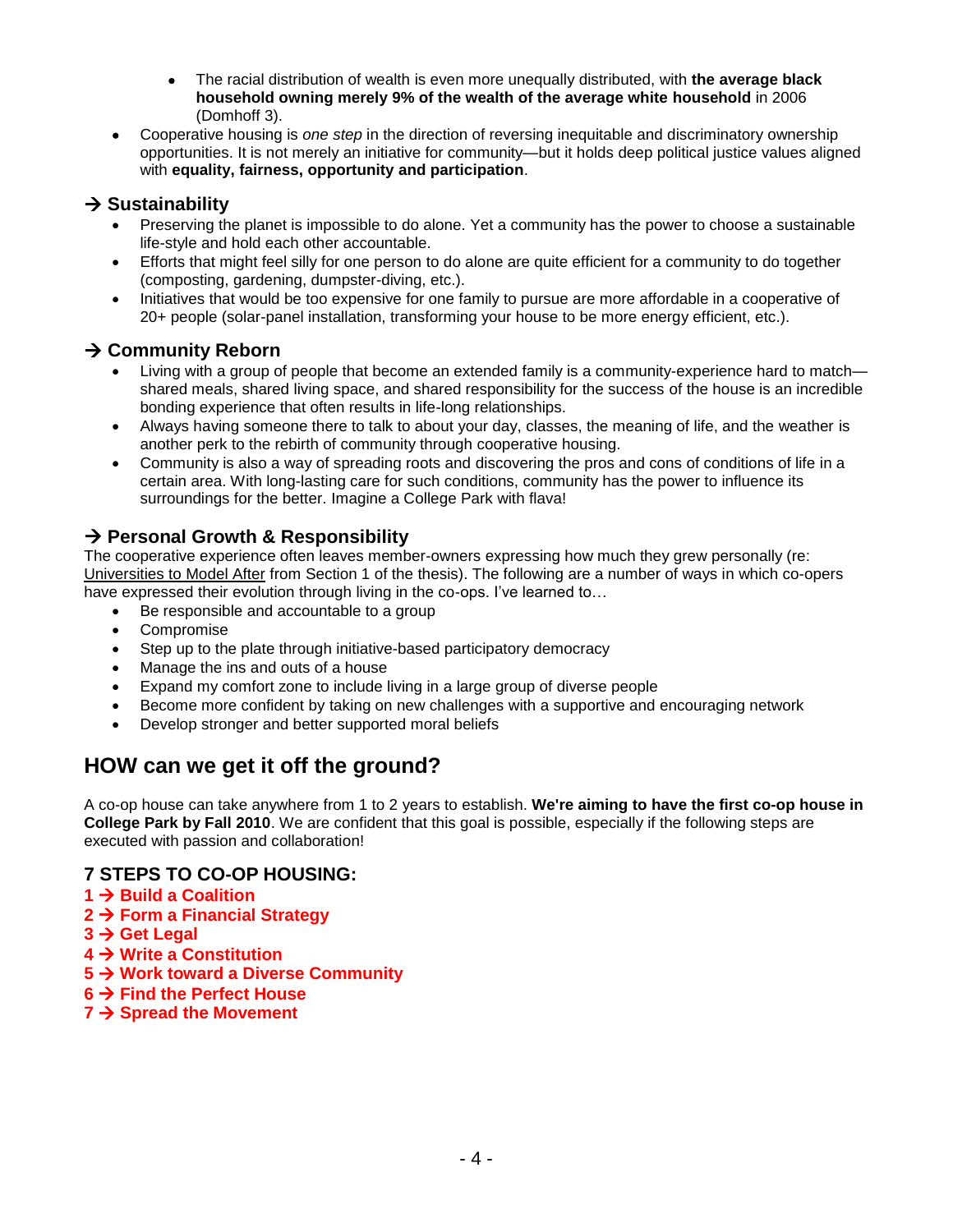- The racial distribution of wealth is even more unequally distributed, with **the average black household owning merely 9% of the wealth of the average white household** in 2006 (Domhoff 3).
- Cooperative housing is *one step* in the direction of reversing inequitable and discriminatory ownership opportunities. It is not merely an initiative for community—but it holds deep political justice values aligned with **equality, fairness, opportunity and participation**.

### → Sustainability

- Preserving the planet is impossible to do alone. Yet a community has the power to choose a sustainable life-style and hold each other accountable.
- Efforts that might feel silly for one person to do alone are quite efficient for a community to do together (composting, gardening, dumpster-diving, etc.).
- Initiatives that would be too expensive for one family to pursue are more affordable in a cooperative of 20+ people (solar-panel installation, transforming your house to be more energy efficient, etc.).

### → Community Reborn

- Living with a group of people that become an extended family is a community-experience hard to match—shared meals, shared living space, and shared responsibility for the success of the house is an incredible bonding experience that often results in life-long relationships.
- Always having someone there to talk to about your day, classes, the meaning of life, and the weather is another perk to the rebirth of community through cooperative housing.
- Community is also a way of spreading roots and discovering the pros and cons of conditions of life in a certain area. With long-lasting care for such conditions, community has the power to influence its surroundings for the better. Imagine a College Park with flava!

### → Personal Growth & Responsibility

The cooperative experience often leaves member-owners expressing how much they grew personally (re: Universities to Model After from Section 1 of the thesis). The following are a number of ways in which co-opers have expressed their evolution through living in the co-ops. I've learned to…

- Be responsible and accountable to a group
- Compromise
- Step up to the plate through initiative-based participatory democracy
- Manage the ins and outs of a house
- Expand my comfort zone to include living in a large group of diverse people
- Become more confident by taking on new challenges with a supportive and encouraging network
- Develop stronger and better supported moral beliefs

## HOW can we get it off the ground?

A co-op house can take anywhere from 1 to 2 years to establish. **We're aiming to have the first co-op house in College Park by Fall 2010**. We are confident that this goal is possible, especially if the following steps are executed with passion and collaboration!

### 7 STEPS TO CO-OP HOUSING:

**1 → Build a Coalition**
**2 → Form a Financial Strategy**
**3 → Get Legal**
**4 → Write a Constitution**
**5 → Work toward a Diverse Community**
**6 → Find the Perfect House**
**7 → Spread the Movement**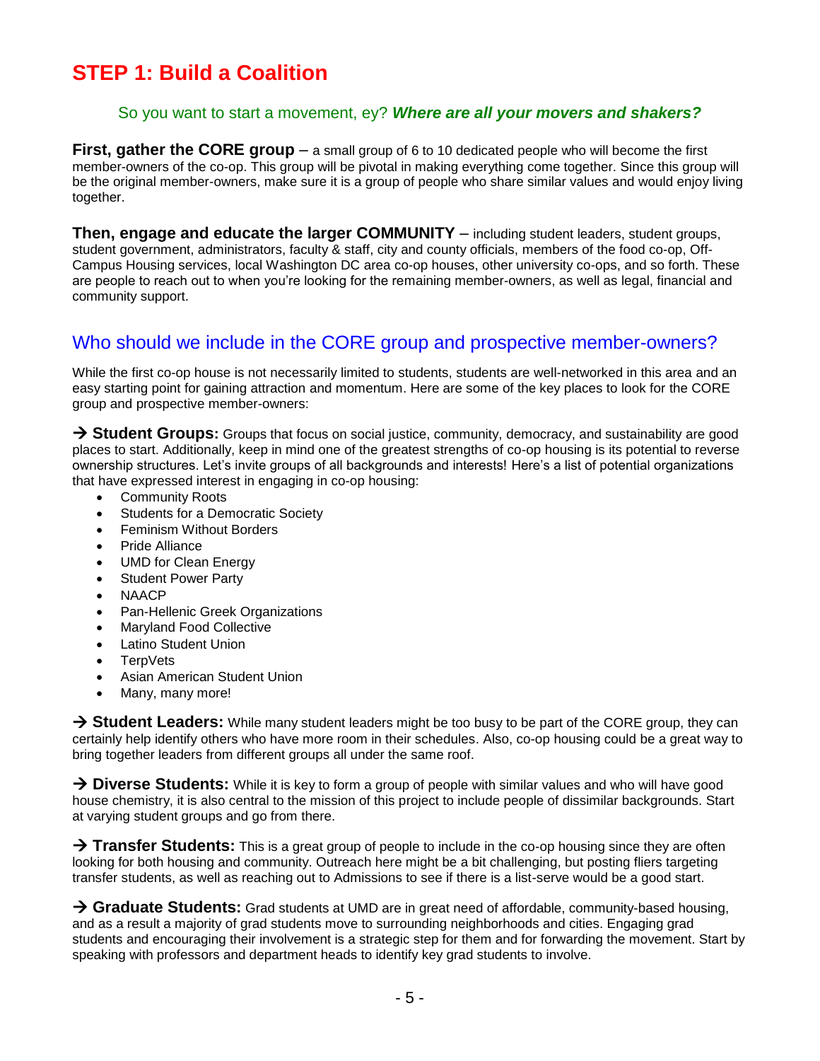# STEP 1: Build a Coalition

So you want to start a movement, ey? ***Where are all your movers and shakers?***

**First, gather the CORE group** – a small group of 6 to 10 dedicated people who will become the first member-owners of the co-op. This group will be pivotal in making everything come together. Since this group will be the original member-owners, make sure it is a group of people who share similar values and would enjoy living together.

**Then, engage and educate the larger COMMUNITY** – including student leaders, student groups, student government, administrators, faculty & staff, city and county officials, members of the food co-op, Off-Campus Housing services, local Washington DC area co-op houses, other university co-ops, and so forth. These are people to reach out to when you're looking for the remaining member-owners, as well as legal, financial and community support.

## Who should we include in the CORE group and prospective member-owners?

While the first co-op house is not necessarily limited to students, students are well-networked in this area and an easy starting point for gaining attraction and momentum. Here are some of the key places to look for the CORE group and prospective member-owners:

→ **Student Groups:** Groups that focus on social justice, community, democracy, and sustainability are good places to start. Additionally, keep in mind one of the greatest strengths of co-op housing is its potential to reverse ownership structures. Let's invite groups of all backgrounds and interests! Here's a list of potential organizations that have expressed interest in engaging in co-op housing:

- Community Roots
- Students for a Democratic Society
- Feminism Without Borders
- Pride Alliance
- UMD for Clean Energy
- Student Power Party
- NAACP
- Pan-Hellenic Greek Organizations
- Maryland Food Collective
- Latino Student Union
- TerpVets
- Asian American Student Union
- Many, many more!

→ **Student Leaders:** While many student leaders might be too busy to be part of the CORE group, they can certainly help identify others who have more room in their schedules. Also, co-op housing could be a great way to bring together leaders from different groups all under the same roof.

→ **Diverse Students:** While it is key to form a group of people with similar values and who will have good house chemistry, it is also central to the mission of this project to include people of dissimilar backgrounds. Start at varying student groups and go from there.

→ **Transfer Students:** This is a great group of people to include in the co-op housing since they are often looking for both housing and community. Outreach here might be a bit challenging, but posting fliers targeting transfer students, as well as reaching out to Admissions to see if there is a list-serve would be a good start.

→ **Graduate Students:** Grad students at UMD are in great need of affordable, community-based housing, and as a result a majority of grad students move to surrounding neighborhoods and cities. Engaging grad students and encouraging their involvement is a strategic step for them and for forwarding the movement. Start by speaking with professors and department heads to identify key grad students to involve.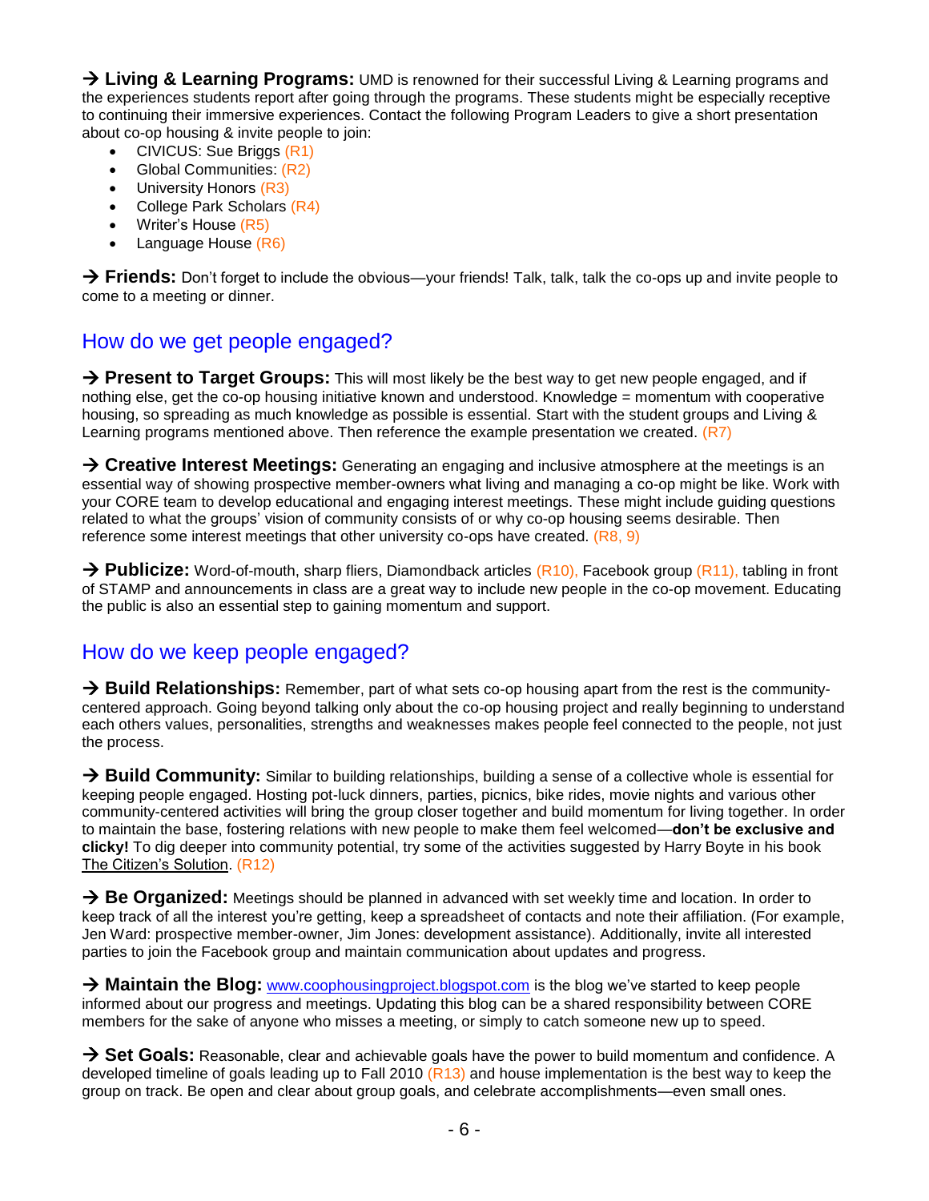→ **Living & Learning Programs:** UMD is renowned for their successful Living & Learning programs and the experiences students report after going through the programs. These students might be especially receptive to continuing their immersive experiences. Contact the following Program Leaders to give a short presentation about co-op housing & invite people to join:

- CIVICUS: Sue Briggs (R1)
- Global Communities: (R2)
- University Honors (R3)
- College Park Scholars (R4)
- Writer's House (R5)
- Language House (R6)

→ **Friends:** Don't forget to include the obvious—your friends! Talk, talk, talk the co-ops up and invite people to come to a meeting or dinner.

## How do we get people engaged?

→ **Present to Target Groups:** This will most likely be the best way to get new people engaged, and if nothing else, get the co-op housing initiative known and understood. Knowledge = momentum with cooperative housing, so spreading as much knowledge as possible is essential. Start with the student groups and Living & Learning programs mentioned above. Then reference the example presentation we created. (R7)

→ **Creative Interest Meetings:** Generating an engaging and inclusive atmosphere at the meetings is an essential way of showing prospective member-owners what living and managing a co-op might be like. Work with your CORE team to develop educational and engaging interest meetings. These might include guiding questions related to what the groups' vision of community consists of or why co-op housing seems desirable. Then reference some interest meetings that other university co-ops have created. (R8, 9)

→ **Publicize:** Word-of-mouth, sharp fliers, Diamondback articles (R10), Facebook group (R11), tabling in front of STAMP and announcements in class are a great way to include new people in the co-op movement. Educating the public is also an essential step to gaining momentum and support.

## How do we keep people engaged?

→ **Build Relationships:** Remember, part of what sets co-op housing apart from the rest is the community-centered approach. Going beyond talking only about the co-op housing project and really beginning to understand each others values, personalities, strengths and weaknesses makes people feel connected to the people, not just the process.

→ **Build Community:** Similar to building relationships, building a sense of a collective whole is essential for keeping people engaged. Hosting pot-luck dinners, parties, picnics, bike rides, movie nights and various other community-centered activities will bring the group closer together and build momentum for living together. In order to maintain the base, fostering relations with new people to make them feel welcomed—**don't be exclusive and clicky!** To dig deeper into community potential, try some of the activities suggested by Harry Boyte in his book The Citizen's Solution. (R12)

→ **Be Organized:** Meetings should be planned in advanced with set weekly time and location. In order to keep track of all the interest you're getting, keep a spreadsheet of contacts and note their affiliation. (For example, Jen Ward: prospective member-owner, Jim Jones: development assistance). Additionally, invite all interested parties to join the Facebook group and maintain communication about updates and progress.

→ **Maintain the Blog:** www.coophousingproject.blogspot.com is the blog we've started to keep people informed about our progress and meetings. Updating this blog can be a shared responsibility between CORE members for the sake of anyone who misses a meeting, or simply to catch someone new up to speed.

→ **Set Goals:** Reasonable, clear and achievable goals have the power to build momentum and confidence. A developed timeline of goals leading up to Fall 2010 (R13) and house implementation is the best way to keep the group on track. Be open and clear about group goals, and celebrate accomplishments—even small ones.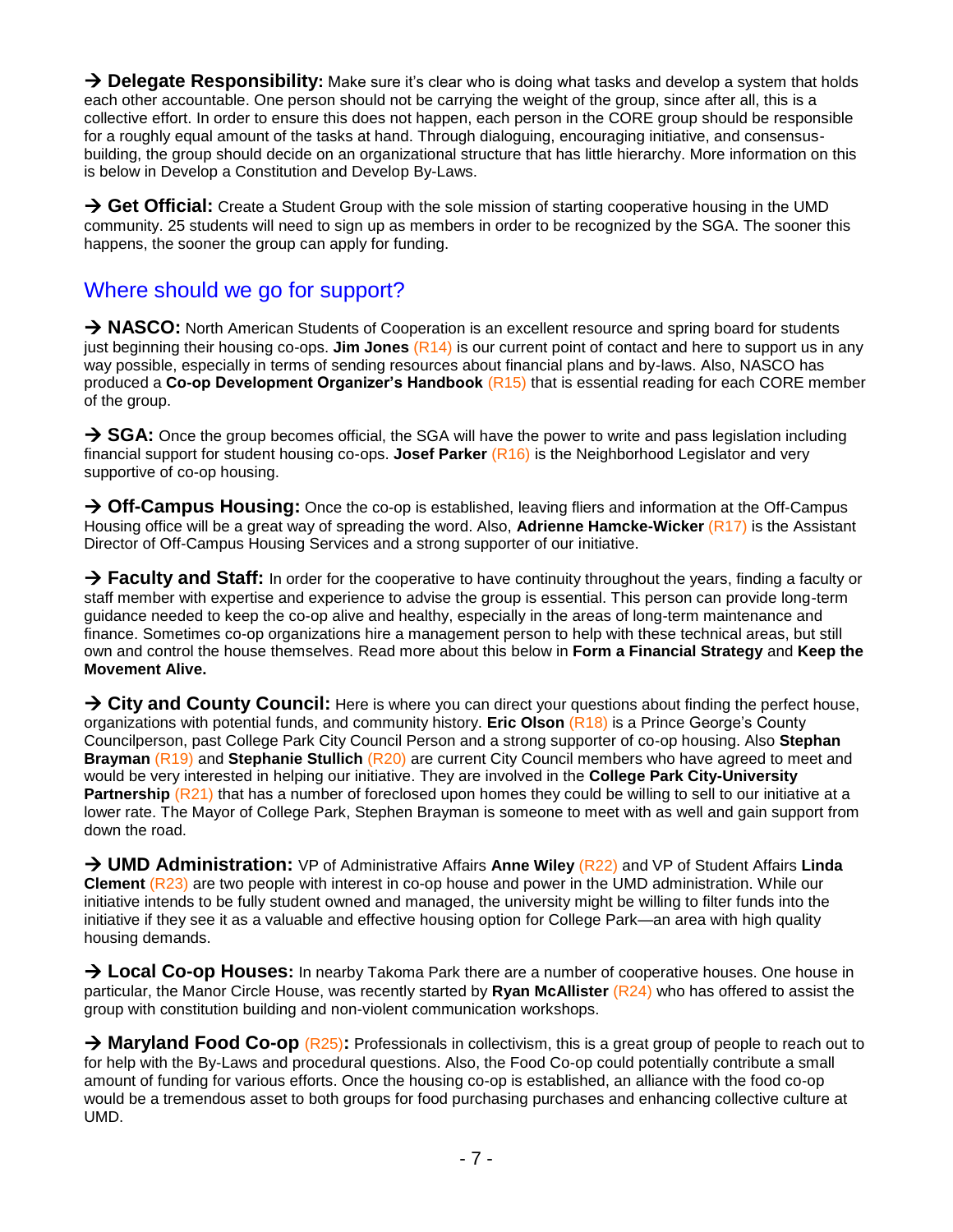→ **Delegate Responsibility:** Make sure it's clear who is doing what tasks and develop a system that holds each other accountable. One person should not be carrying the weight of the group, since after all, this is a collective effort. In order to ensure this does not happen, each person in the CORE group should be responsible for a roughly equal amount of the tasks at hand. Through dialoguing, encouraging initiative, and consensus-building, the group should decide on an organizational structure that has little hierarchy. More information on this is below in Develop a Constitution and Develop By-Laws.

→ **Get Official:** Create a Student Group with the sole mission of starting cooperative housing in the UMD community. 25 students will need to sign up as members in order to be recognized by the SGA. The sooner this happens, the sooner the group can apply for funding.

## Where should we go for support?

→ **NASCO:** North American Students of Cooperation is an excellent resource and spring board for students just beginning their housing co-ops. **Jim Jones** (R14) is our current point of contact and here to support us in any way possible, especially in terms of sending resources about financial plans and by-laws. Also, NASCO has produced a **Co-op Development Organizer's Handbook** (R15) that is essential reading for each CORE member of the group.

→ **SGA:** Once the group becomes official, the SGA will have the power to write and pass legislation including financial support for student housing co-ops. **Josef Parker** (R16) is the Neighborhood Legislator and very supportive of co-op housing.

→ **Off-Campus Housing:** Once the co-op is established, leaving fliers and information at the Off-Campus Housing office will be a great way of spreading the word. Also, **Adrienne Hamcke-Wicker** (R17) is the Assistant Director of Off-Campus Housing Services and a strong supporter of our initiative.

→ **Faculty and Staff:** In order for the cooperative to have continuity throughout the years, finding a faculty or staff member with expertise and experience to advise the group is essential. This person can provide long-term guidance needed to keep the co-op alive and healthy, especially in the areas of long-term maintenance and finance. Sometimes co-op organizations hire a management person to help with these technical areas, but still own and control the house themselves. Read more about this below in **Form a Financial Strategy** and **Keep the Movement Alive.**

→ **City and County Council:** Here is where you can direct your questions about finding the perfect house, organizations with potential funds, and community history. **Eric Olson** (R18) is a Prince George's County Councilperson, past College Park City Council Person and a strong supporter of co-op housing. Also **Stephan Brayman** (R19) and **Stephanie Stullich** (R20) are current City Council members who have agreed to meet and would be very interested in helping our initiative. They are involved in the **College Park City-University Partnership** (R21) that has a number of foreclosed upon homes they could be willing to sell to our initiative at a lower rate. The Mayor of College Park, Stephen Brayman is someone to meet with as well and gain support from down the road.

→ **UMD Administration:** VP of Administrative Affairs **Anne Wiley** (R22) and VP of Student Affairs **Linda Clement** (R23) are two people with interest in co-op house and power in the UMD administration. While our initiative intends to be fully student owned and managed, the university might be willing to filter funds into the initiative if they see it as a valuable and effective housing option for College Park—an area with high quality housing demands.

→ **Local Co-op Houses:** In nearby Takoma Park there are a number of cooperative houses. One house in particular, the Manor Circle House, was recently started by **Ryan McAllister** (R24) who has offered to assist the group with constitution building and non-violent communication workshops.

→ **Maryland Food Co-op** (R25)**:** Professionals in collectivism, this is a great group of people to reach out to for help with the By-Laws and procedural questions. Also, the Food Co-op could potentially contribute a small amount of funding for various efforts. Once the housing co-op is established, an alliance with the food co-op would be a tremendous asset to both groups for food purchasing purchases and enhancing collective culture at UMD.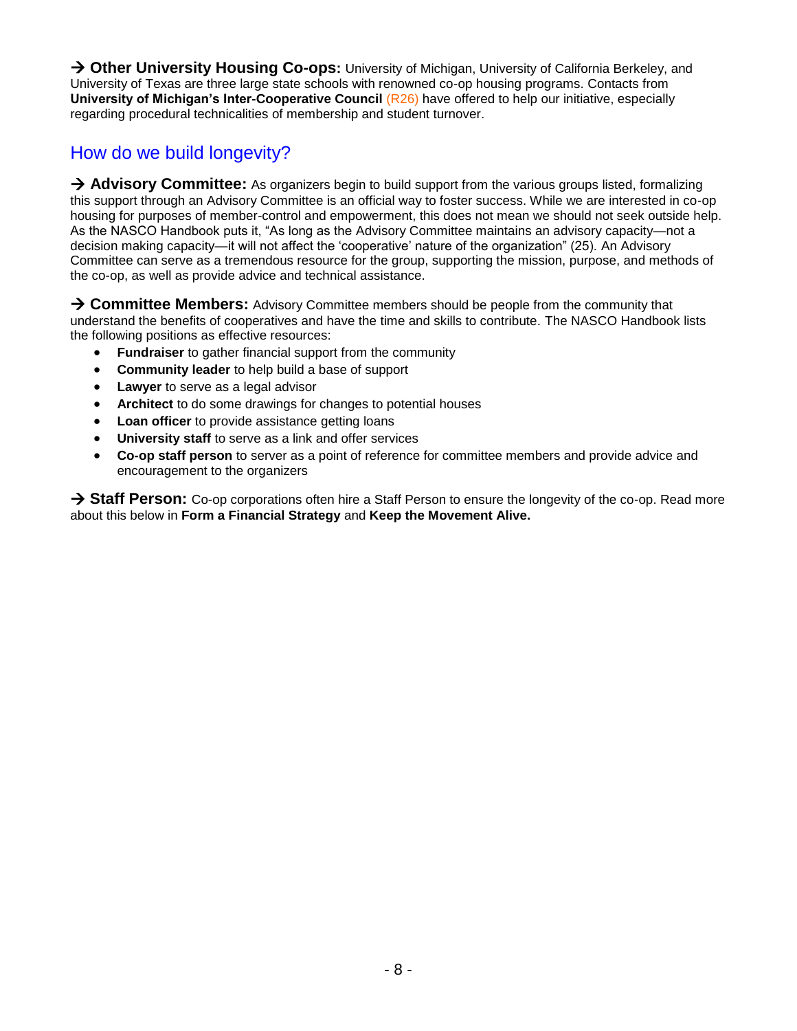→ **Other University Housing Co-ops:** University of Michigan, University of California Berkeley, and University of Texas are three large state schools with renowned co-op housing programs. Contacts from **University of Michigan's Inter-Cooperative Council** (R26) have offered to help our initiative, especially regarding procedural technicalities of membership and student turnover.

## How do we build longevity?

→ **Advisory Committee:** As organizers begin to build support from the various groups listed, formalizing this support through an Advisory Committee is an official way to foster success. While we are interested in co-op housing for purposes of member-control and empowerment, this does not mean we should not seek outside help. As the NASCO Handbook puts it, "As long as the Advisory Committee maintains an advisory capacity—not a decision making capacity—it will not affect the 'cooperative' nature of the organization" (25). An Advisory Committee can serve as a tremendous resource for the group, supporting the mission, purpose, and methods of the co-op, as well as provide advice and technical assistance.

→ **Committee Members:** Advisory Committee members should be people from the community that understand the benefits of cooperatives and have the time and skills to contribute. The NASCO Handbook lists the following positions as effective resources:

- **Fundraiser** to gather financial support from the community
- **Community leader** to help build a base of support
- **Lawyer** to serve as a legal advisor
- **Architect** to do some drawings for changes to potential houses
- **Loan officer** to provide assistance getting loans
- **University staff** to serve as a link and offer services
- **Co-op staff person** to server as a point of reference for committee members and provide advice and encouragement to the organizers

→ **Staff Person:** Co-op corporations often hire a Staff Person to ensure the longevity of the co-op. Read more about this below in **Form a Financial Strategy** and **Keep the Movement Alive.**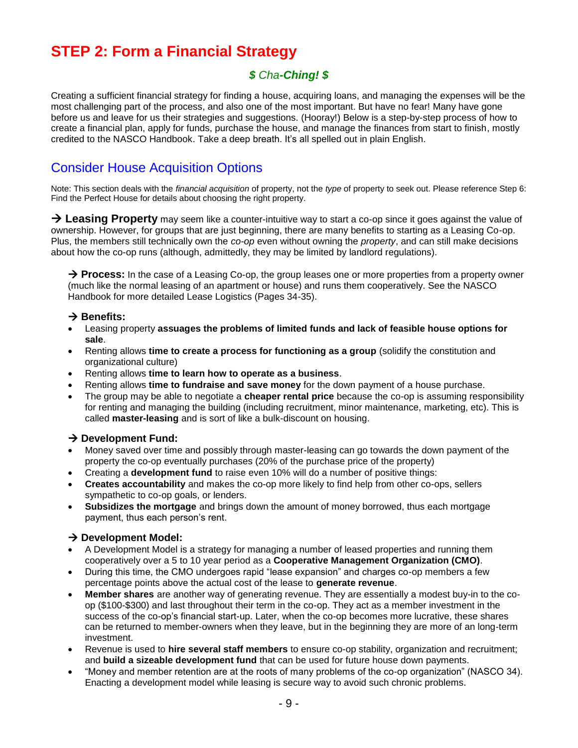# STEP 2: Form a Financial Strategy

***$ Cha-Ching! $***

Creating a sufficient financial strategy for finding a house, acquiring loans, and managing the expenses will be the most challenging part of the process, and also one of the most important. But have no fear! Many have gone before us and leave for us their strategies and suggestions. (Hooray!) Below is a step-by-step process of how to create a financial plan, apply for funds, purchase the house, and manage the finances from start to finish, mostly credited to the NASCO Handbook. Take a deep breath. It's all spelled out in plain English.

## Consider House Acquisition Options

Note: This section deals with the *financial acquisition* of property, not the *type* of property to seek out. Please reference Step 6: Find the Perfect House for details about choosing the right property.

→ **Leasing Property** may seem like a counter-intuitive way to start a co-op since it goes against the value of ownership. However, for groups that are just beginning, there are many benefits to starting as a Leasing Co-op. Plus, the members still technically own the *co-op* even without owning the *property*, and can still make decisions about how the co-op runs (although, admittedly, they may be limited by landlord regulations).

→ **Process:** In the case of a Leasing Co-op, the group leases one or more properties from a property owner (much like the normal leasing of an apartment or house) and runs them cooperatively. See the NASCO Handbook for more detailed Lease Logistics (Pages 34-35).

→ **Benefits:**

- Leasing property **assuages the problems of limited funds and lack of feasible house options for sale**.
- Renting allows **time to create a process for functioning as a group** (solidify the constitution and organizational culture)
- Renting allows **time to learn how to operate as a business**.
- Renting allows **time to fundraise and save money** for the down payment of a house purchase.
- The group may be able to negotiate a **cheaper rental price** because the co-op is assuming responsibility for renting and managing the building (including recruitment, minor maintenance, marketing, etc). This is called **master-leasing** and is sort of like a bulk-discount on housing.

→ **Development Fund:**

- Money saved over time and possibly through master-leasing can go towards the down payment of the property the co-op eventually purchases (20% of the purchase price of the property)
- Creating a **development fund** to raise even 10% will do a number of positive things:
- **Creates accountability** and makes the co-op more likely to find help from other co-ops, sellers sympathetic to co-op goals, or lenders.
- **Subsidizes the mortgage** and brings down the amount of money borrowed, thus each mortgage payment, thus each person's rent.

→ **Development Model:**

- A Development Model is a strategy for managing a number of leased properties and running them cooperatively over a 5 to 10 year period as a **Cooperative Management Organization (CMO)**.
- During this time, the CMO undergoes rapid "lease expansion" and charges co-op members a few percentage points above the actual cost of the lease to **generate revenue**.
- **Member shares** are another way of generating revenue. They are essentially a modest buy-in to the co-op ($100-$300) and last throughout their term in the co-op. They act as a member investment in the success of the co-op's financial start-up. Later, when the co-op becomes more lucrative, these shares can be returned to member-owners when they leave, but in the beginning they are more of an long-term investment.
- Revenue is used to **hire several staff members** to ensure co-op stability, organization and recruitment; and **build a sizeable development fund** that can be used for future house down payments.
- "Money and member retention are at the roots of many problems of the co-op organization" (NASCO 34). Enacting a development model while leasing is secure way to avoid such chronic problems.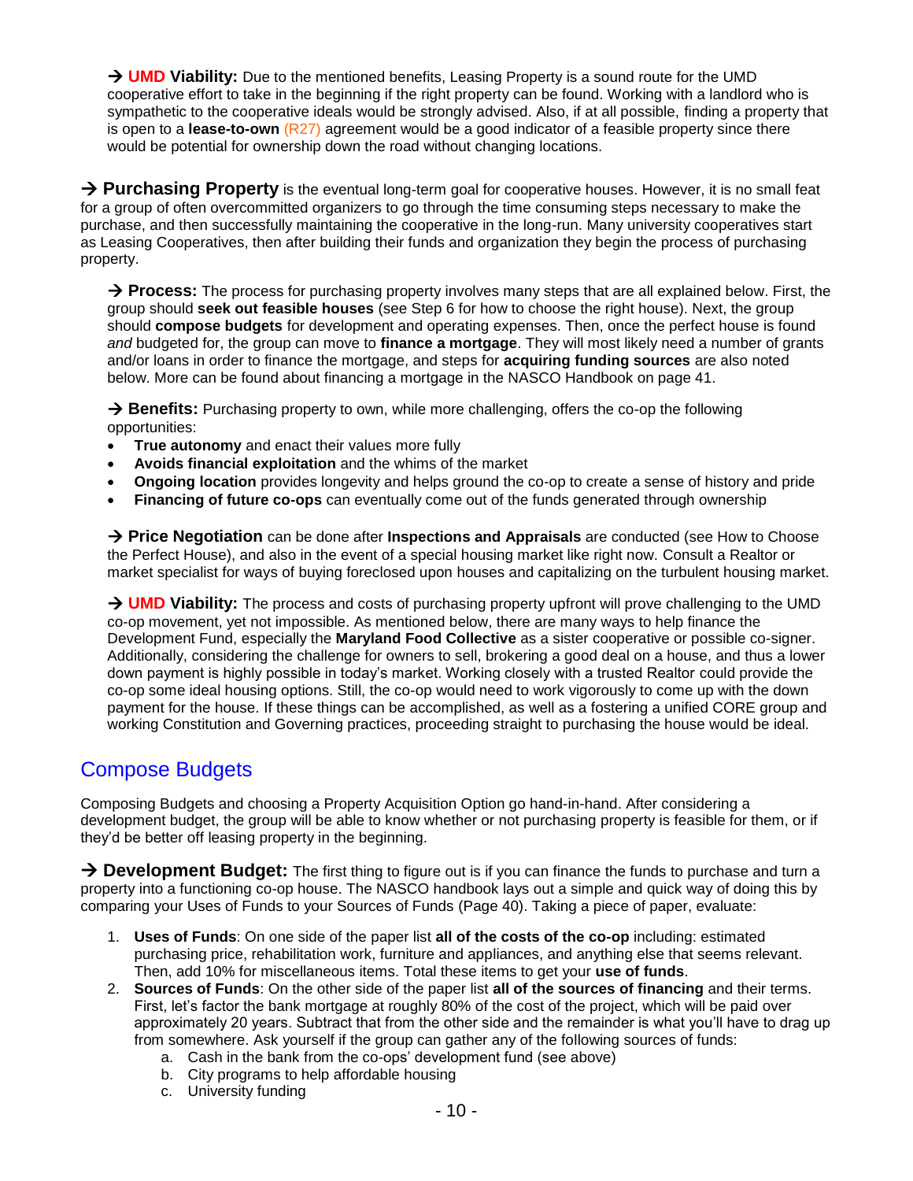→ **UMD Viability:** Due to the mentioned benefits, Leasing Property is a sound route for the UMD cooperative effort to take in the beginning if the right property can be found. Working with a landlord who is sympathetic to the cooperative ideals would be strongly advised. Also, if at all possible, finding a property that is open to a **lease-to-own** (R27) agreement would be a good indicator of a feasible property since there would be potential for ownership down the road without changing locations.

→ **Purchasing Property** is the eventual long-term goal for cooperative houses. However, it is no small feat for a group of often overcommitted organizers to go through the time consuming steps necessary to make the purchase, and then successfully maintaining the cooperative in the long-run. Many university cooperatives start as Leasing Cooperatives, then after building their funds and organization they begin the process of purchasing property.

→ **Process:** The process for purchasing property involves many steps that are all explained below. First, the group should **seek out feasible houses** (see Step 6 for how to choose the right house). Next, the group should **compose budgets** for development and operating expenses. Then, once the perfect house is found *and* budgeted for, the group can move to **finance a mortgage**. They will most likely need a number of grants and/or loans in order to finance the mortgage, and steps for **acquiring funding sources** are also noted below. More can be found about financing a mortgage in the NASCO Handbook on page 41.

→ **Benefits:** Purchasing property to own, while more challenging, offers the co-op the following opportunities:

- **True autonomy** and enact their values more fully
- **Avoids financial exploitation** and the whims of the market
- **Ongoing location** provides longevity and helps ground the co-op to create a sense of history and pride
- **Financing of future co-ops** can eventually come out of the funds generated through ownership

→ **Price Negotiation** can be done after **Inspections and Appraisals** are conducted (see How to Choose the Perfect House), and also in the event of a special housing market like right now. Consult a Realtor or market specialist for ways of buying foreclosed upon houses and capitalizing on the turbulent housing market.

→ **UMD Viability:** The process and costs of purchasing property upfront will prove challenging to the UMD co-op movement, yet not impossible. As mentioned below, there are many ways to help finance the Development Fund, especially the **Maryland Food Collective** as a sister cooperative or possible co-signer. Additionally, considering the challenge for owners to sell, brokering a good deal on a house, and thus a lower down payment is highly possible in today's market. Working closely with a trusted Realtor could provide the co-op some ideal housing options. Still, the co-op would need to work vigorously to come up with the down payment for the house. If these things can be accomplished, as well as a fostering a unified CORE group and working Constitution and Governing practices, proceeding straight to purchasing the house would be ideal.

## Compose Budgets

Composing Budgets and choosing a Property Acquisition Option go hand-in-hand. After considering a development budget, the group will be able to know whether or not purchasing property is feasible for them, or if they'd be better off leasing property in the beginning.

→ **Development Budget:** The first thing to figure out is if you can finance the funds to purchase and turn a property into a functioning co-op house. The NASCO handbook lays out a simple and quick way of doing this by comparing your Uses of Funds to your Sources of Funds (Page 40). Taking a piece of paper, evaluate:

1. **Uses of Funds**: On one side of the paper list **all of the costs of the co-op** including: estimated purchasing price, rehabilitation work, furniture and appliances, and anything else that seems relevant. Then, add 10% for miscellaneous items. Total these items to get your **use of funds**.
2. **Sources of Funds**: On the other side of the paper list **all of the sources of financing** and their terms. First, let's factor the bank mortgage at roughly 80% of the cost of the project, which will be paid over approximately 20 years. Subtract that from the other side and the remainder is what you'll have to drag up from somewhere. Ask yourself if the group can gather any of the following sources of funds:
   a. Cash in the bank from the co-ops' development fund (see above)
   b. City programs to help affordable housing
   c. University funding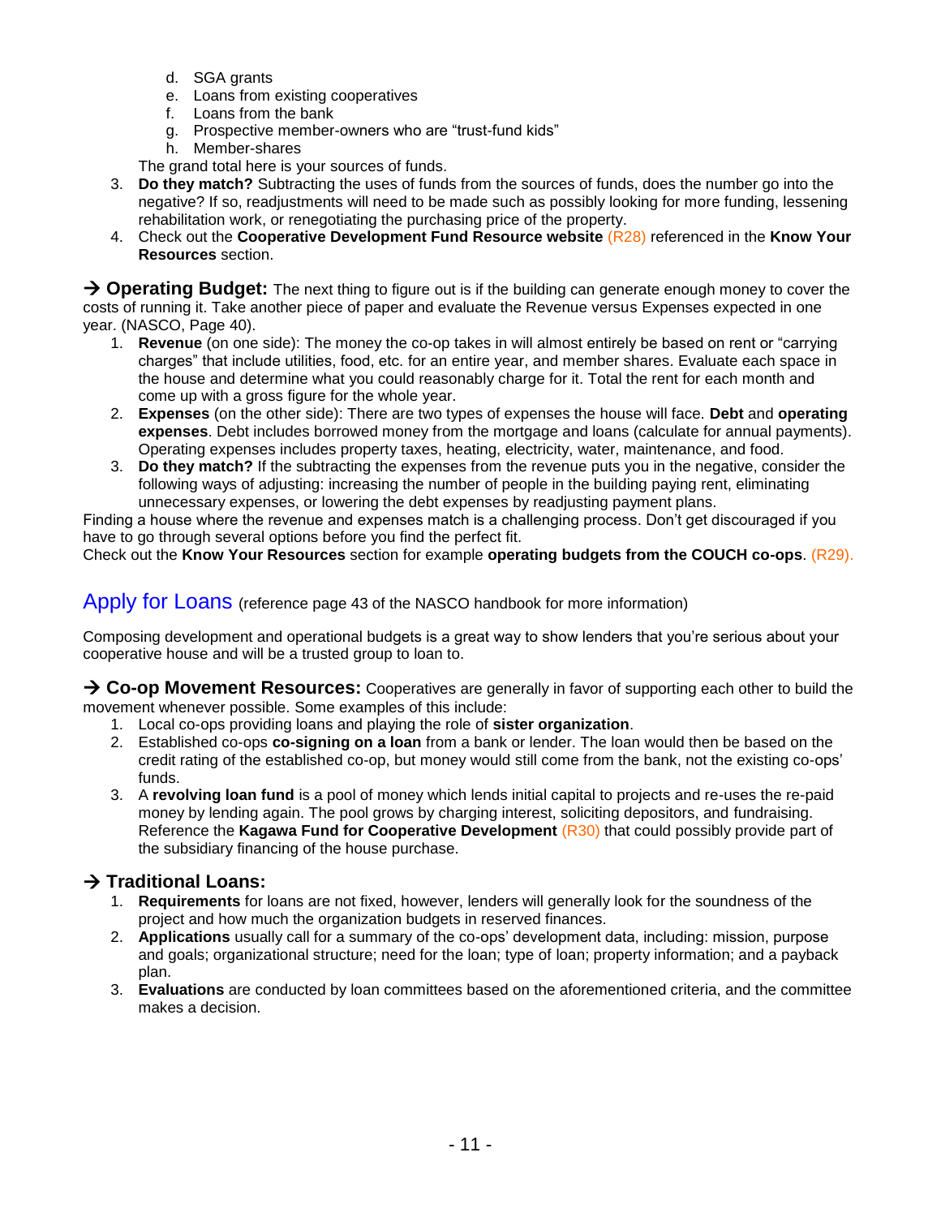d. SGA grants
e. Loans from existing cooperatives
f. Loans from the bank
g. Prospective member-owners who are "trust-fund kids"
h. Member-shares

The grand total here is your sources of funds.

3. **Do they match?** Subtracting the uses of funds from the sources of funds, does the number go into the negative? If so, readjustments will need to be made such as possibly looking for more funding, lessening rehabilitation work, or renegotiating the purchasing price of the property.
4. Check out the **Cooperative Development Fund Resource website** (R28) referenced in the **Know Your Resources** section.

→ **Operating Budget:** The next thing to figure out is if the building can generate enough money to cover the costs of running it. Take another piece of paper and evaluate the Revenue versus Expenses expected in one year. (NASCO, Page 40).

1. **Revenue** (on one side): The money the co-op takes in will almost entirely be based on rent or "carrying charges" that include utilities, food, etc. for an entire year, and member shares. Evaluate each space in the house and determine what you could reasonably charge for it. Total the rent for each month and come up with a gross figure for the whole year.
2. **Expenses** (on the other side): There are two types of expenses the house will face. **Debt** and **operating expenses**. Debt includes borrowed money from the mortgage and loans (calculate for annual payments). Operating expenses includes property taxes, heating, electricity, water, maintenance, and food.
3. **Do they match?** If the subtracting the expenses from the revenue puts you in the negative, consider the following ways of adjusting: increasing the number of people in the building paying rent, eliminating unnecessary expenses, or lowering the debt expenses by readjusting payment plans.

Finding a house where the revenue and expenses match is a challenging process. Don't get discouraged if you have to go through several options before you find the perfect fit.

Check out the **Know Your Resources** section for example **operating budgets from the COUCH co-ops**. (R29).

## Apply for Loans (reference page 43 of the NASCO handbook for more information)

Composing development and operational budgets is a great way to show lenders that you're serious about your cooperative house and will be a trusted group to loan to.

→ **Co-op Movement Resources:** Cooperatives are generally in favor of supporting each other to build the movement whenever possible. Some examples of this include:

1. Local co-ops providing loans and playing the role of **sister organization**.
2. Established co-ops **co-signing on a loan** from a bank or lender. The loan would then be based on the credit rating of the established co-op, but money would still come from the bank, not the existing co-ops' funds.
3. A **revolving loan fund** is a pool of money which lends initial capital to projects and re-uses the re-paid money by lending again. The pool grows by charging interest, soliciting depositors, and fundraising. Reference the **Kagawa Fund for Cooperative Development** (R30) that could possibly provide part of the subsidiary financing of the house purchase.

### → Traditional Loans:

1. **Requirements** for loans are not fixed, however, lenders will generally look for the soundness of the project and how much the organization budgets in reserved finances.
2. **Applications** usually call for a summary of the co-ops' development data, including: mission, purpose and goals; organizational structure; need for the loan; type of loan; property information; and a payback plan.
3. **Evaluations** are conducted by loan committees based on the aforementioned criteria, and the committee makes a decision.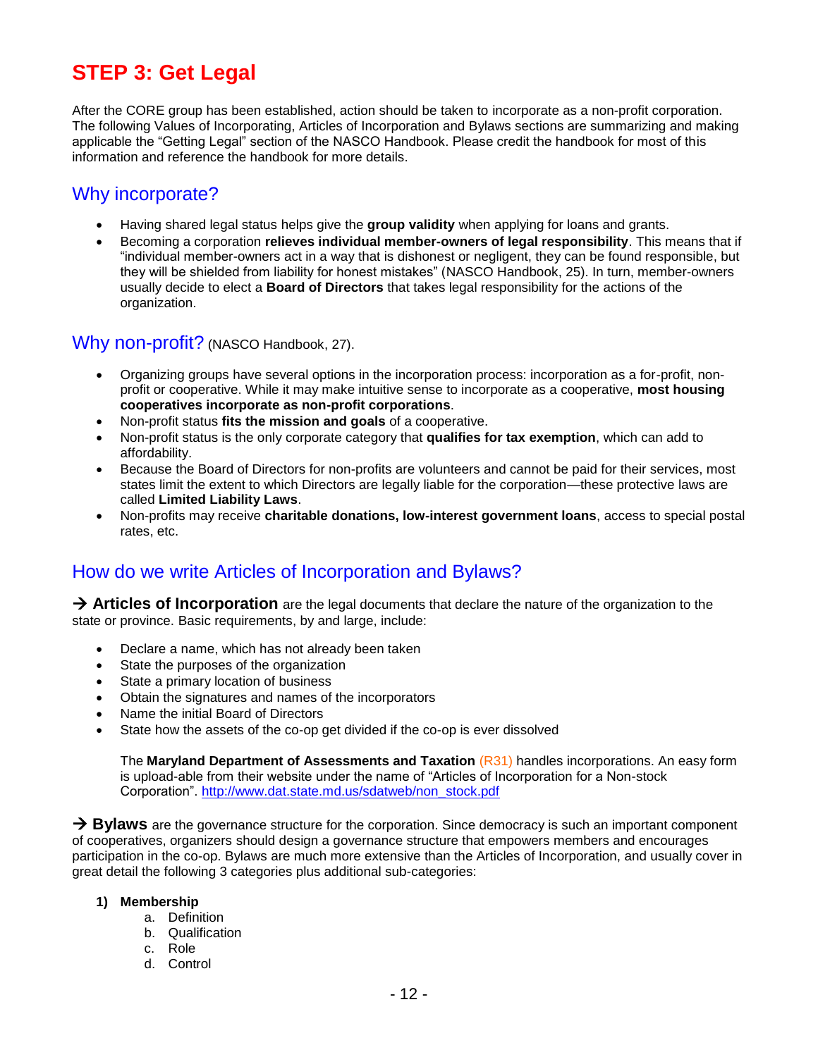# STEP 3: Get Legal

After the CORE group has been established, action should be taken to incorporate as a non-profit corporation. The following Values of Incorporating, Articles of Incorporation and Bylaws sections are summarizing and making applicable the "Getting Legal" section of the NASCO Handbook. Please credit the handbook for most of this information and reference the handbook for more details.

## Why incorporate?

- Having shared legal status helps give the **group validity** when applying for loans and grants.
- Becoming a corporation **relieves individual member-owners of legal responsibility**. This means that if "individual member-owners act in a way that is dishonest or negligent, they can be found responsible, but they will be shielded from liability for honest mistakes" (NASCO Handbook, 25). In turn, member-owners usually decide to elect a **Board of Directors** that takes legal responsibility for the actions of the organization.

## Why non-profit? (NASCO Handbook, 27).

- Organizing groups have several options in the incorporation process: incorporation as a for-profit, non-profit or cooperative. While it may make intuitive sense to incorporate as a cooperative, **most housing cooperatives incorporate as non-profit corporations**.
- Non-profit status **fits the mission and goals** of a cooperative.
- Non-profit status is the only corporate category that **qualifies for tax exemption**, which can add to affordability.
- Because the Board of Directors for non-profits are volunteers and cannot be paid for their services, most states limit the extent to which Directors are legally liable for the corporation—these protective laws are called **Limited Liability Laws**.
- Non-profits may receive **charitable donations, low-interest government loans**, access to special postal rates, etc.

## How do we write Articles of Incorporation and Bylaws?

→ **Articles of Incorporation** are the legal documents that declare the nature of the organization to the state or province. Basic requirements, by and large, include:

- Declare a name, which has not already been taken
- State the purposes of the organization
- State a primary location of business
- Obtain the signatures and names of the incorporators
- Name the initial Board of Directors
- State how the assets of the co-op get divided if the co-op is ever dissolved

The **Maryland Department of Assessments and Taxation** (R31) handles incorporations. An easy form is upload-able from their website under the name of "Articles of Incorporation for a Non-stock Corporation". http://www.dat.state.md.us/sdatweb/non_stock.pdf

→ **Bylaws** are the governance structure for the corporation. Since democracy is such an important component of cooperatives, organizers should design a governance structure that empowers members and encourages participation in the co-op. Bylaws are much more extensive than the Articles of Incorporation, and usually cover in great detail the following 3 categories plus additional sub-categories:

1) **Membership**
   a. Definition
   b. Qualification
   c. Role
   d. Control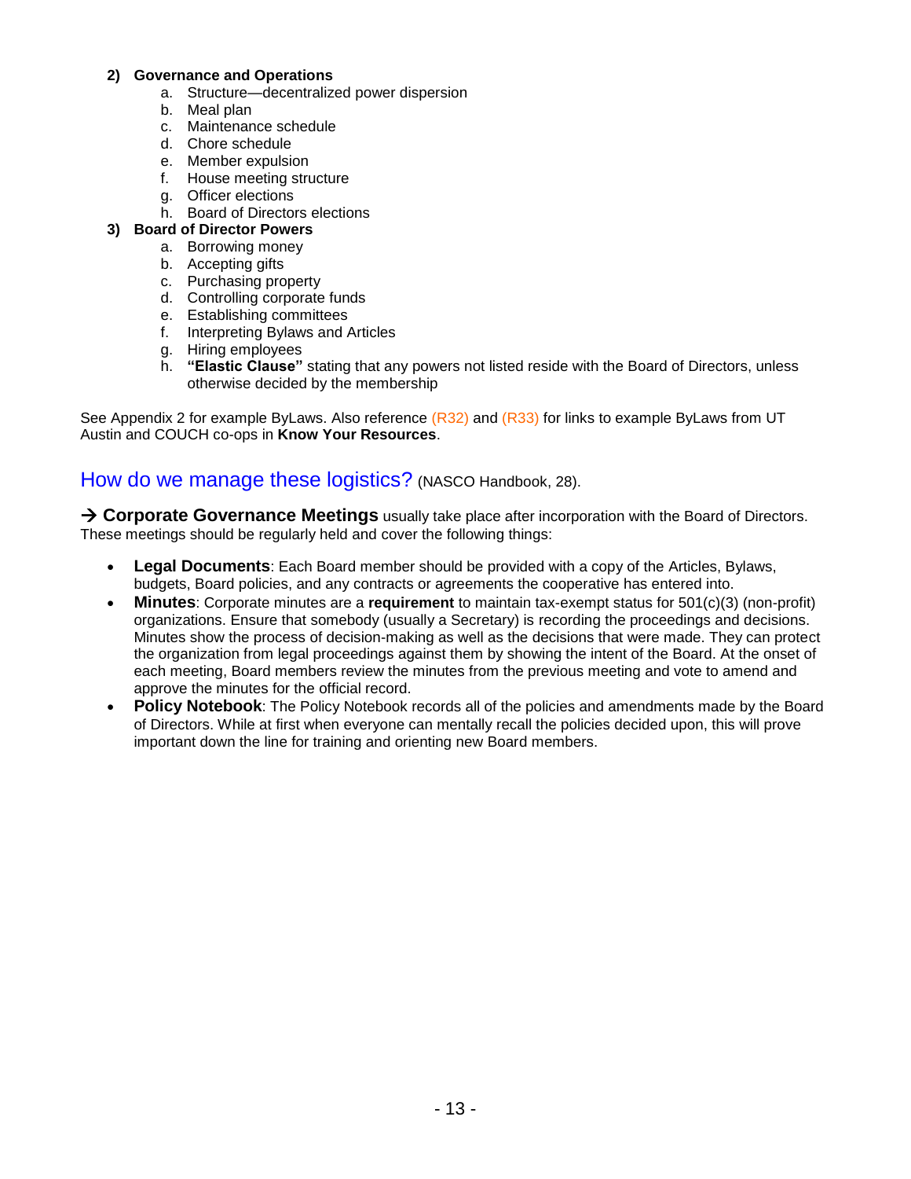2) **Governance and Operations**
    a. Structure—decentralized power dispersion
    b. Meal plan
    c. Maintenance schedule
    d. Chore schedule
    e. Member expulsion
    f. House meeting structure
    g. Officer elections
    h. Board of Directors elections

3) **Board of Director Powers**
    a. Borrowing money
    b. Accepting gifts
    c. Purchasing property
    d. Controlling corporate funds
    e. Establishing committees
    f. Interpreting Bylaws and Articles
    g. Hiring employees
    h. **"Elastic Clause"** stating that any powers not listed reside with the Board of Directors, unless otherwise decided by the membership

See Appendix 2 for example ByLaws. Also reference (R32) and (R33) for links to example ByLaws from UT Austin and COUCH co-ops in **Know Your Resources**.

## How do we manage these logistics? (NASCO Handbook, 28).

→ **Corporate Governance Meetings** usually take place after incorporation with the Board of Directors. These meetings should be regularly held and cover the following things:

- **Legal Documents**: Each Board member should be provided with a copy of the Articles, Bylaws, budgets, Board policies, and any contracts or agreements the cooperative has entered into.
- **Minutes**: Corporate minutes are a **requirement** to maintain tax-exempt status for 501(c)(3) (non-profit) organizations. Ensure that somebody (usually a Secretary) is recording the proceedings and decisions. Minutes show the process of decision-making as well as the decisions that were made. They can protect the organization from legal proceedings against them by showing the intent of the Board. At the onset of each meeting, Board members review the minutes from the previous meeting and vote to amend and approve the minutes for the official record.
- **Policy Notebook**: The Policy Notebook records all of the policies and amendments made by the Board of Directors. While at first when everyone can mentally recall the policies decided upon, this will prove important down the line for training and orienting new Board members.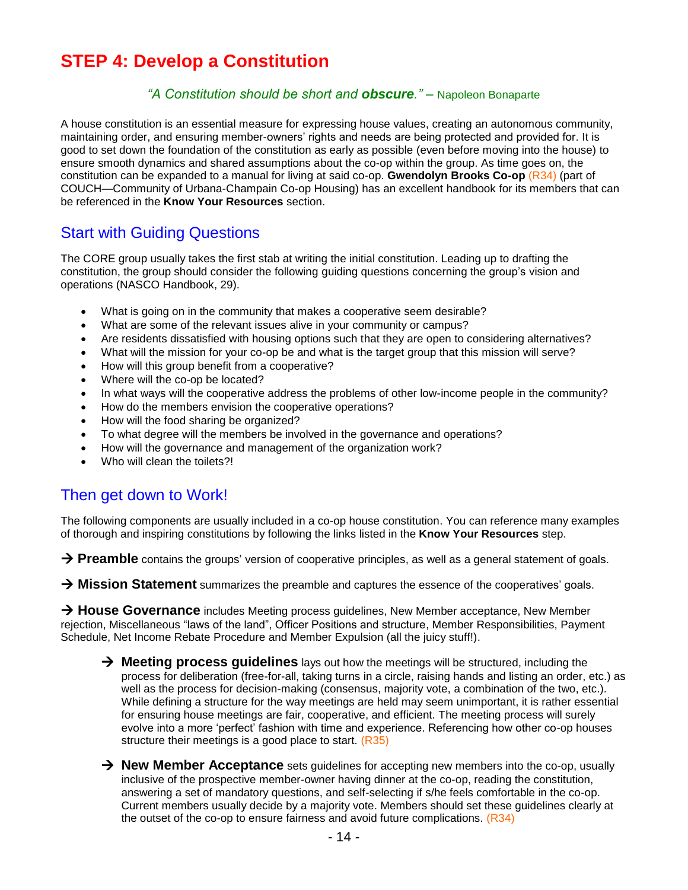# STEP 4: Develop a Constitution

*"A Constitution should be short and **obscure**."* – Napoleon Bonaparte

A house constitution is an essential measure for expressing house values, creating an autonomous community, maintaining order, and ensuring member-owners' rights and needs are being protected and provided for. It is good to set down the foundation of the constitution as early as possible (even before moving into the house) to ensure smooth dynamics and shared assumptions about the co-op within the group. As time goes on, the constitution can be expanded to a manual for living at said co-op. **Gwendolyn Brooks Co-op** (R34) (part of COUCH—Community of Urbana-Champain Co-op Housing) has an excellent handbook for its members that can be referenced in the **Know Your Resources** section.

## Start with Guiding Questions

The CORE group usually takes the first stab at writing the initial constitution. Leading up to drafting the constitution, the group should consider the following guiding questions concerning the group's vision and operations (NASCO Handbook, 29).

- What is going on in the community that makes a cooperative seem desirable?
- What are some of the relevant issues alive in your community or campus?
- Are residents dissatisfied with housing options such that they are open to considering alternatives?
- What will the mission for your co-op be and what is the target group that this mission will serve?
- How will this group benefit from a cooperative?
- Where will the co-op be located?
- In what ways will the cooperative address the problems of other low-income people in the community?
- How do the members envision the cooperative operations?
- How will the food sharing be organized?
- To what degree will the members be involved in the governance and operations?
- How will the governance and management of the organization work?
- Who will clean the toilets?!

## Then get down to Work!

The following components are usually included in a co-op house constitution. You can reference many examples of thorough and inspiring constitutions by following the links listed in the **Know Your Resources** step.

→ **Preamble** contains the groups' version of cooperative principles, as well as a general statement of goals.

→ **Mission Statement** summarizes the preamble and captures the essence of the cooperatives' goals.

→ **House Governance** includes Meeting process guidelines, New Member acceptance, New Member rejection, Miscellaneous "laws of the land", Officer Positions and structure, Member Responsibilities, Payment Schedule, Net Income Rebate Procedure and Member Expulsion (all the juicy stuff!).

> → **Meeting process guidelines** lays out how the meetings will be structured, including the process for deliberation (free-for-all, taking turns in a circle, raising hands and listing an order, etc.) as well as the process for decision-making (consensus, majority vote, a combination of the two, etc.). While defining a structure for the way meetings are held may seem unimportant, it is rather essential for ensuring house meetings are fair, cooperative, and efficient. The meeting process will surely evolve into a more 'perfect' fashion with time and experience. Referencing how other co-op houses structure their meetings is a good place to start. (R35)
>
> → **New Member Acceptance** sets guidelines for accepting new members into the co-op, usually inclusive of the prospective member-owner having dinner at the co-op, reading the constitution, answering a set of mandatory questions, and self-selecting if s/he feels comfortable in the co-op. Current members usually decide by a majority vote. Members should set these guidelines clearly at the outset of the co-op to ensure fairness and avoid future complications. (R34)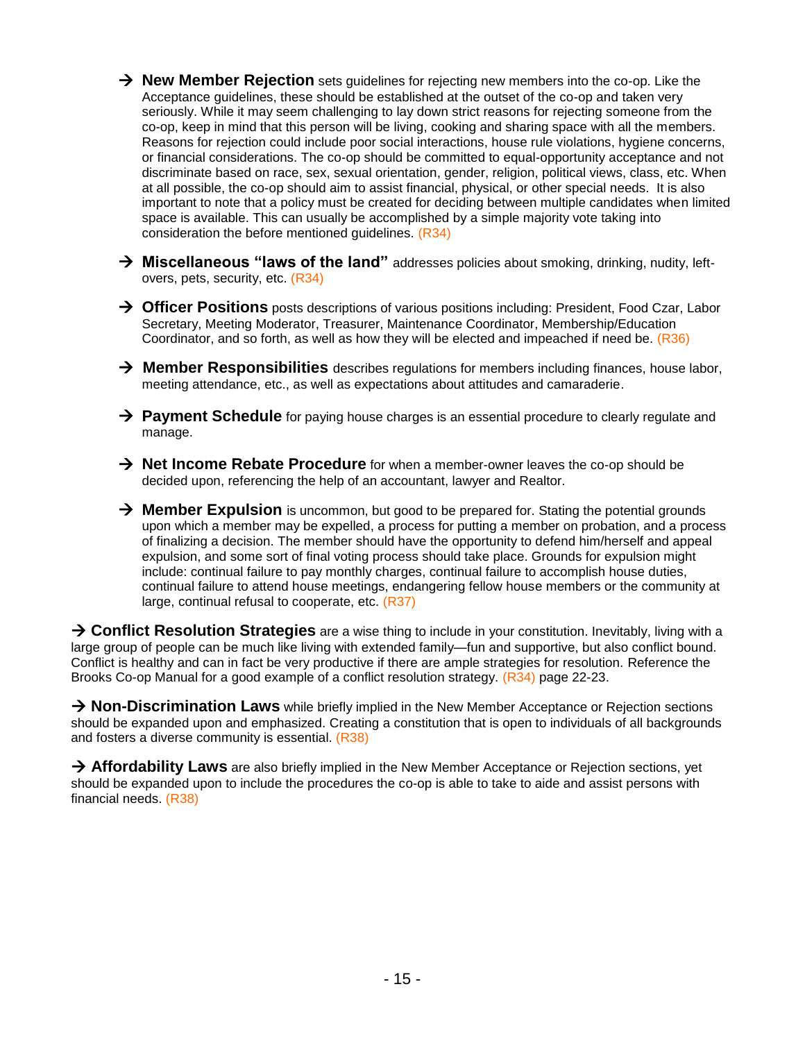- → **New Member Rejection** sets guidelines for rejecting new members into the co-op. Like the Acceptance guidelines, these should be established at the outset of the co-op and taken very seriously. While it may seem challenging to lay down strict reasons for rejecting someone from the co-op, keep in mind that this person will be living, cooking and sharing space with all the members. Reasons for rejection could include poor social interactions, house rule violations, hygiene concerns, or financial considerations. The co-op should be committed to equal-opportunity acceptance and not discriminate based on race, sex, sexual orientation, gender, religion, political views, class, etc. When at all possible, the co-op should aim to assist financial, physical, or other special needs. It is also important to note that a policy must be created for deciding between multiple candidates when limited space is available. This can usually be accomplished by a simple majority vote taking into consideration the before mentioned guidelines. (R34)

- → **Miscellaneous "laws of the land"** addresses policies about smoking, drinking, nudity, left-overs, pets, security, etc. (R34)

- → **Officer Positions** posts descriptions of various positions including: President, Food Czar, Labor Secretary, Meeting Moderator, Treasurer, Maintenance Coordinator, Membership/Education Coordinator, and so forth, as well as how they will be elected and impeached if need be. (R36)

- → **Member Responsibilities** describes regulations for members including finances, house labor, meeting attendance, etc., as well as expectations about attitudes and camaraderie.

- → **Payment Schedule** for paying house charges is an essential procedure to clearly regulate and manage.

- → **Net Income Rebate Procedure** for when a member-owner leaves the co-op should be decided upon, referencing the help of an accountant, lawyer and Realtor.

- → **Member Expulsion** is uncommon, but good to be prepared for. Stating the potential grounds upon which a member may be expelled, a process for putting a member on probation, and a process of finalizing a decision. The member should have the opportunity to defend him/herself and appeal expulsion, and some sort of final voting process should take place. Grounds for expulsion might include: continual failure to pay monthly charges, continual failure to accomplish house duties, continual failure to attend house meetings, endangering fellow house members or the community at large, continual refusal to cooperate, etc. (R37)

→ **Conflict Resolution Strategies** are a wise thing to include in your constitution. Inevitably, living with a large group of people can be much like living with extended family—fun and supportive, but also conflict bound. Conflict is healthy and can in fact be very productive if there are ample strategies for resolution. Reference the Brooks Co-op Manual for a good example of a conflict resolution strategy. (R34) page 22-23.

→ **Non-Discrimination Laws** while briefly implied in the New Member Acceptance or Rejection sections should be expanded upon and emphasized. Creating a constitution that is open to individuals of all backgrounds and fosters a diverse community is essential. (R38)

→ **Affordability Laws** are also briefly implied in the New Member Acceptance or Rejection sections, yet should be expanded upon to include the procedures the co-op is able to take to aide and assist persons with financial needs. (R38)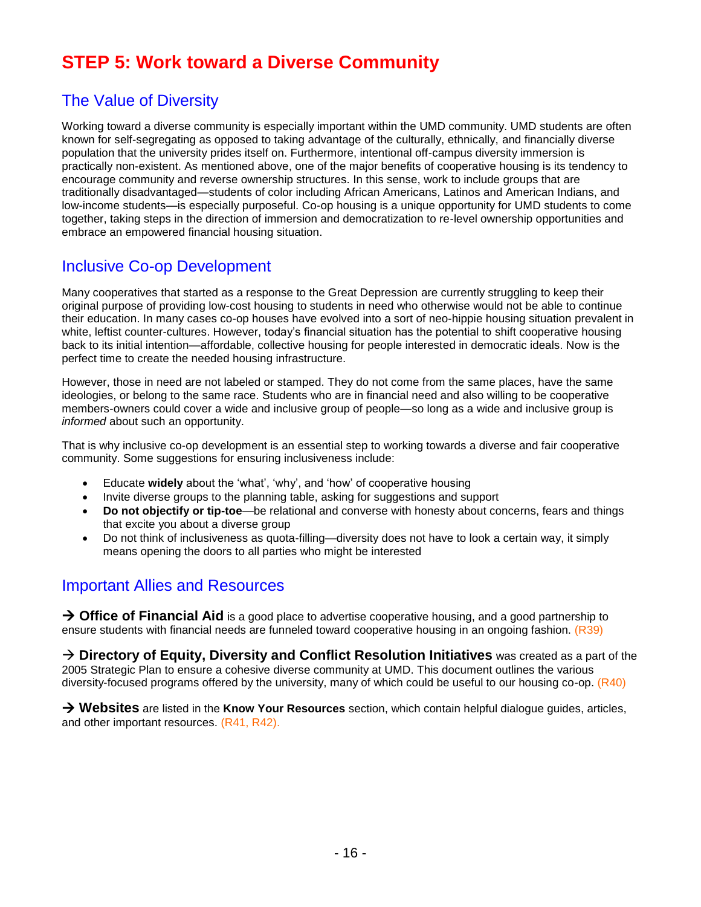# STEP 5: Work toward a Diverse Community

## The Value of Diversity

Working toward a diverse community is especially important within the UMD community. UMD students are often known for self-segregating as opposed to taking advantage of the culturally, ethnically, and financially diverse population that the university prides itself on. Furthermore, intentional off-campus diversity immersion is practically non-existent. As mentioned above, one of the major benefits of cooperative housing is its tendency to encourage community and reverse ownership structures. In this sense, work to include groups that are traditionally disadvantaged—students of color including African Americans, Latinos and American Indians, and low-income students—is especially purposeful. Co-op housing is a unique opportunity for UMD students to come together, taking steps in the direction of immersion and democratization to re-level ownership opportunities and embrace an empowered financial housing situation.

## Inclusive Co-op Development

Many cooperatives that started as a response to the Great Depression are currently struggling to keep their original purpose of providing low-cost housing to students in need who otherwise would not be able to continue their education. In many cases co-op houses have evolved into a sort of neo-hippie housing situation prevalent in white, leftist counter-cultures. However, today's financial situation has the potential to shift cooperative housing back to its initial intention—affordable, collective housing for people interested in democratic ideals. Now is the perfect time to create the needed housing infrastructure.

However, those in need are not labeled or stamped. They do not come from the same places, have the same ideologies, or belong to the same race. Students who are in financial need and also willing to be cooperative members-owners could cover a wide and inclusive group of people—so long as a wide and inclusive group is *informed* about such an opportunity.

That is why inclusive co-op development is an essential step to working towards a diverse and fair cooperative community. Some suggestions for ensuring inclusiveness include:

- Educate **widely** about the 'what', 'why', and 'how' of cooperative housing
- Invite diverse groups to the planning table, asking for suggestions and support
- **Do not objectify or tip-toe**—be relational and converse with honesty about concerns, fears and things that excite you about a diverse group
- Do not think of inclusiveness as quota-filling—diversity does not have to look a certain way, it simply means opening the doors to all parties who might be interested

## Important Allies and Resources

→ **Office of Financial Aid** is a good place to advertise cooperative housing, and a good partnership to ensure students with financial needs are funneled toward cooperative housing in an ongoing fashion. (R39)

→ **Directory of Equity, Diversity and Conflict Resolution Initiatives** was created as a part of the 2005 Strategic Plan to ensure a cohesive diverse community at UMD. This document outlines the various diversity-focused programs offered by the university, many of which could be useful to our housing co-op. (R40)

→ **Websites** are listed in the **Know Your Resources** section, which contain helpful dialogue guides, articles, and other important resources. (R41, R42).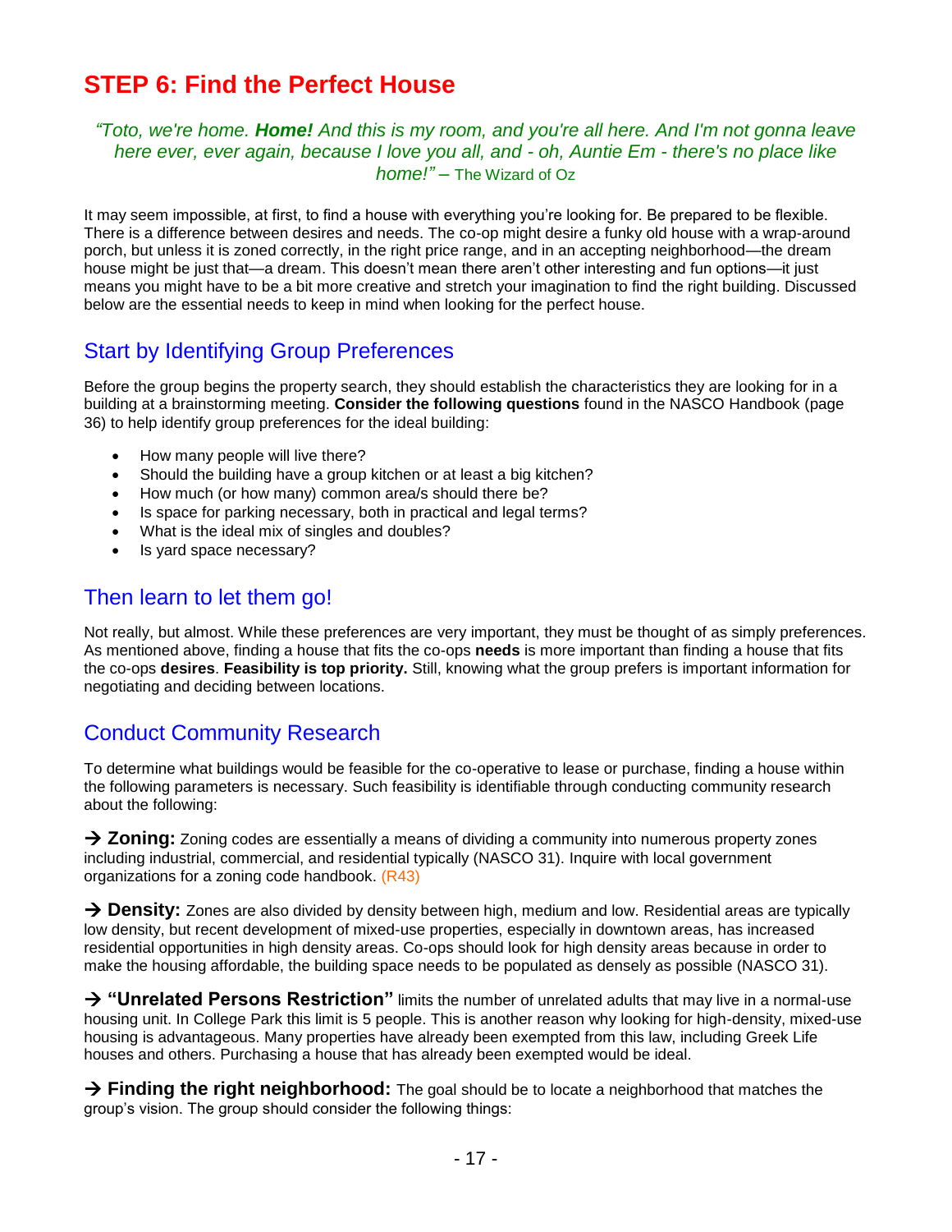# STEP 6: Find the Perfect House

*"Toto, we're home. **Home!** And this is my room, and you're all here. And I'm not gonna leave here ever, ever again, because I love you all, and - oh, Auntie Em - there's no place like home!"* – The Wizard of Oz

It may seem impossible, at first, to find a house with everything you're looking for. Be prepared to be flexible. There is a difference between desires and needs. The co-op might desire a funky old house with a wrap-around porch, but unless it is zoned correctly, in the right price range, and in an accepting neighborhood—the dream house might be just that—a dream. This doesn't mean there aren't other interesting and fun options—it just means you might have to be a bit more creative and stretch your imagination to find the right building. Discussed below are the essential needs to keep in mind when looking for the perfect house.

## Start by Identifying Group Preferences

Before the group begins the property search, they should establish the characteristics they are looking for in a building at a brainstorming meeting. **Consider the following questions** found in the NASCO Handbook (page 36) to help identify group preferences for the ideal building:

- How many people will live there?
- Should the building have a group kitchen or at least a big kitchen?
- How much (or how many) common area/s should there be?
- Is space for parking necessary, both in practical and legal terms?
- What is the ideal mix of singles and doubles?
- Is yard space necessary?

## Then learn to let them go!

Not really, but almost. While these preferences are very important, they must be thought of as simply preferences. As mentioned above, finding a house that fits the co-ops **needs** is more important than finding a house that fits the co-ops **desires**. **Feasibility is top priority.** Still, knowing what the group prefers is important information for negotiating and deciding between locations.

## Conduct Community Research

To determine what buildings would be feasible for the co-operative to lease or purchase, finding a house within the following parameters is necessary. Such feasibility is identifiable through conducting community research about the following:

→ **Zoning:** Zoning codes are essentially a means of dividing a community into numerous property zones including industrial, commercial, and residential typically (NASCO 31). Inquire with local government organizations for a zoning code handbook. (R43)

→ **Density:** Zones are also divided by density between high, medium and low. Residential areas are typically low density, but recent development of mixed-use properties, especially in downtown areas, has increased residential opportunities in high density areas. Co-ops should look for high density areas because in order to make the housing affordable, the building space needs to be populated as densely as possible (NASCO 31).

→ **"Unrelated Persons Restriction"** limits the number of unrelated adults that may live in a normal-use housing unit. In College Park this limit is 5 people. This is another reason why looking for high-density, mixed-use housing is advantageous. Many properties have already been exempted from this law, including Greek Life houses and others. Purchasing a house that has already been exempted would be ideal.

→ **Finding the right neighborhood:** The goal should be to locate a neighborhood that matches the group's vision. The group should consider the following things: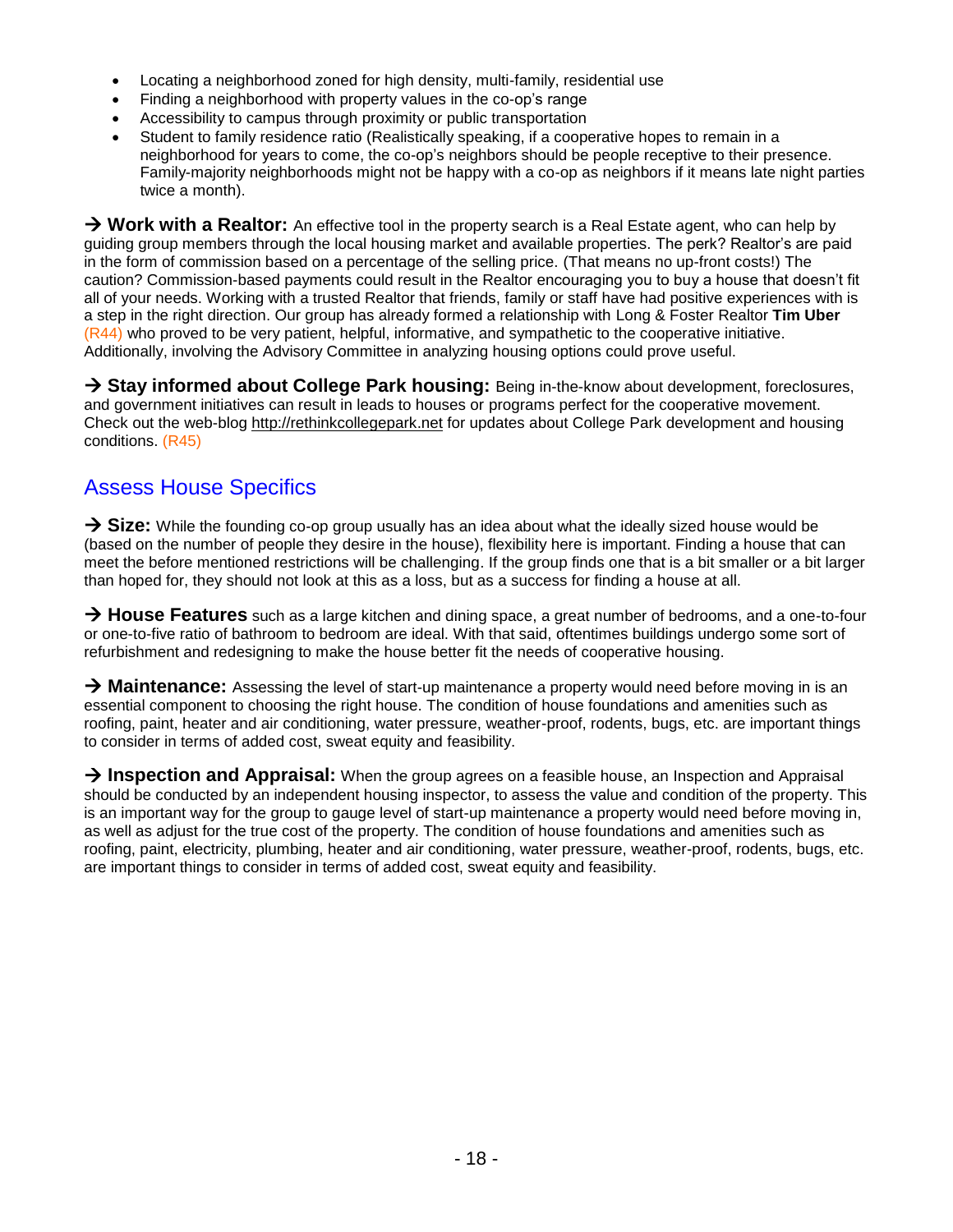- Locating a neighborhood zoned for high density, multi-family, residential use
- Finding a neighborhood with property values in the co-op's range
- Accessibility to campus through proximity or public transportation
- Student to family residence ratio (Realistically speaking, if a cooperative hopes to remain in a neighborhood for years to come, the co-op's neighbors should be people receptive to their presence. Family-majority neighborhoods might not be happy with a co-op as neighbors if it means late night parties twice a month).

→ **Work with a Realtor:** An effective tool in the property search is a Real Estate agent, who can help by guiding group members through the local housing market and available properties. The perk? Realtor's are paid in the form of commission based on a percentage of the selling price. (That means no up-front costs!) The caution? Commission-based payments could result in the Realtor encouraging you to buy a house that doesn't fit all of your needs. Working with a trusted Realtor that friends, family or staff have had positive experiences with is a step in the right direction. Our group has already formed a relationship with Long & Foster Realtor **Tim Uber** (R44) who proved to be very patient, helpful, informative, and sympathetic to the cooperative initiative. Additionally, involving the Advisory Committee in analyzing housing options could prove useful.

→ **Stay informed about College Park housing:** Being in-the-know about development, foreclosures, and government initiatives can result in leads to houses or programs perfect for the cooperative movement. Check out the web-blog http://rethinkcollegepark.net for updates about College Park development and housing conditions. (R45)

## Assess House Specifics

→ **Size:** While the founding co-op group usually has an idea about what the ideally sized house would be (based on the number of people they desire in the house), flexibility here is important. Finding a house that can meet the before mentioned restrictions will be challenging. If the group finds one that is a bit smaller or a bit larger than hoped for, they should not look at this as a loss, but as a success for finding a house at all.

→ **House Features** such as a large kitchen and dining space, a great number of bedrooms, and a one-to-four or one-to-five ratio of bathroom to bedroom are ideal. With that said, oftentimes buildings undergo some sort of refurbishment and redesigning to make the house better fit the needs of cooperative housing.

→ **Maintenance:** Assessing the level of start-up maintenance a property would need before moving in is an essential component to choosing the right house. The condition of house foundations and amenities such as roofing, paint, heater and air conditioning, water pressure, weather-proof, rodents, bugs, etc. are important things to consider in terms of added cost, sweat equity and feasibility.

→ **Inspection and Appraisal:** When the group agrees on a feasible house, an Inspection and Appraisal should be conducted by an independent housing inspector, to assess the value and condition of the property. This is an important way for the group to gauge level of start-up maintenance a property would need before moving in, as well as adjust for the true cost of the property. The condition of house foundations and amenities such as roofing, paint, electricity, plumbing, heater and air conditioning, water pressure, weather-proof, rodents, bugs, etc. are important things to consider in terms of added cost, sweat equity and feasibility.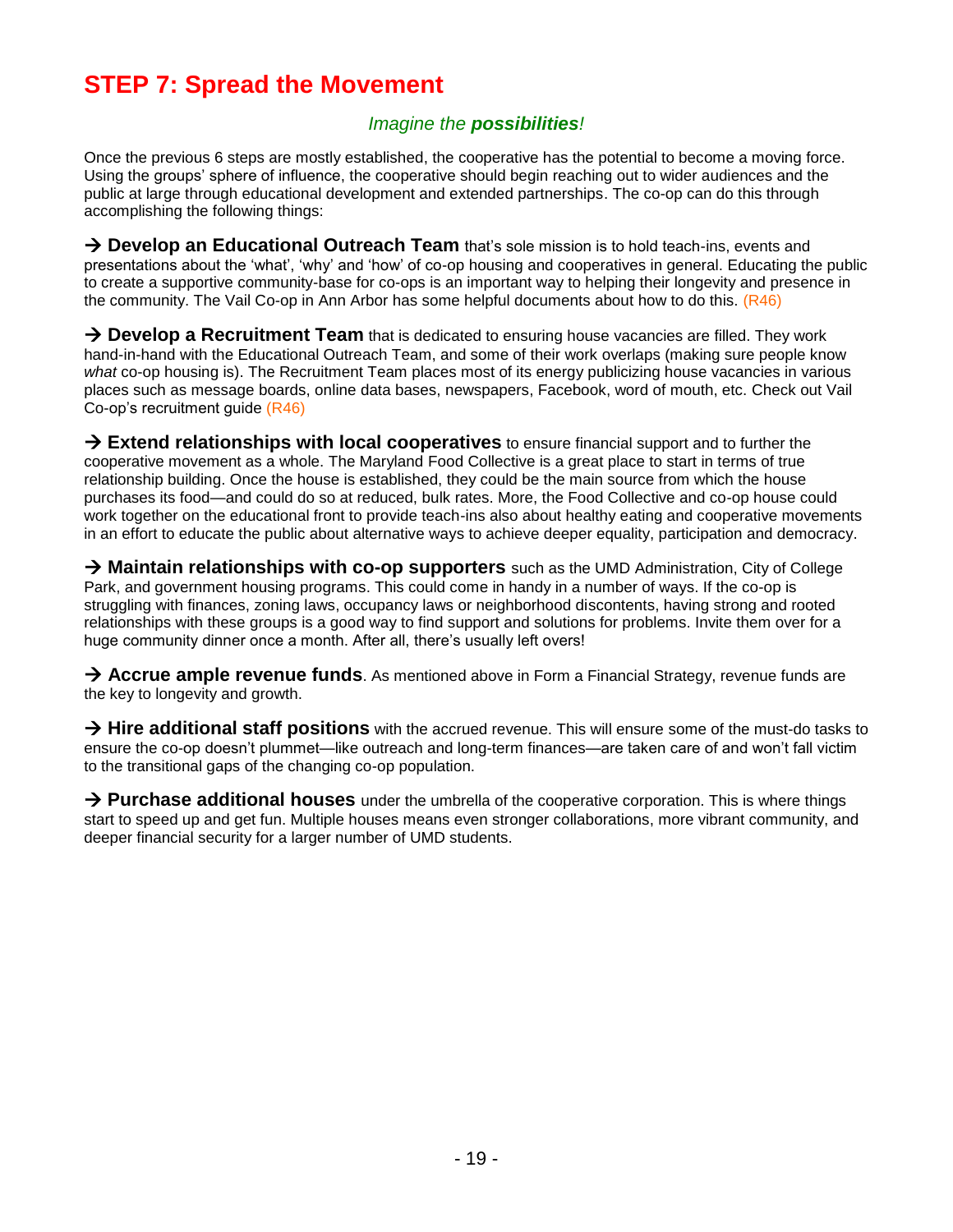# STEP 7: Spread the Movement

*Imagine the **possibilities**!*

Once the previous 6 steps are mostly established, the cooperative has the potential to become a moving force. Using the groups' sphere of influence, the cooperative should begin reaching out to wider audiences and the public at large through educational development and extended partnerships. The co-op can do this through accomplishing the following things:

→ **Develop an Educational Outreach Team** that's sole mission is to hold teach-ins, events and presentations about the 'what', 'why' and 'how' of co-op housing and cooperatives in general. Educating the public to create a supportive community-base for co-ops is an important way to helping their longevity and presence in the community. The Vail Co-op in Ann Arbor has some helpful documents about how to do this. (R46)

→ **Develop a Recruitment Team** that is dedicated to ensuring house vacancies are filled. They work hand-in-hand with the Educational Outreach Team, and some of their work overlaps (making sure people know *what* co-op housing is). The Recruitment Team places most of its energy publicizing house vacancies in various places such as message boards, online data bases, newspapers, Facebook, word of mouth, etc. Check out Vail Co-op's recruitment guide (R46)

→ **Extend relationships with local cooperatives** to ensure financial support and to further the cooperative movement as a whole. The Maryland Food Collective is a great place to start in terms of true relationship building. Once the house is established, they could be the main source from which the house purchases its food—and could do so at reduced, bulk rates. More, the Food Collective and co-op house could work together on the educational front to provide teach-ins also about healthy eating and cooperative movements in an effort to educate the public about alternative ways to achieve deeper equality, participation and democracy.

→ **Maintain relationships with co-op supporters** such as the UMD Administration, City of College Park, and government housing programs. This could come in handy in a number of ways. If the co-op is struggling with finances, zoning laws, occupancy laws or neighborhood discontents, having strong and rooted relationships with these groups is a good way to find support and solutions for problems. Invite them over for a huge community dinner once a month. After all, there's usually left overs!

→ **Accrue ample revenue funds**. As mentioned above in Form a Financial Strategy, revenue funds are the key to longevity and growth.

→ **Hire additional staff positions** with the accrued revenue. This will ensure some of the must-do tasks to ensure the co-op doesn't plummet—like outreach and long-term finances—are taken care of and won't fall victim to the transitional gaps of the changing co-op population.

→ **Purchase additional houses** under the umbrella of the cooperative corporation. This is where things start to speed up and get fun. Multiple houses means even stronger collaborations, more vibrant community, and deeper financial security for a larger number of UMD students.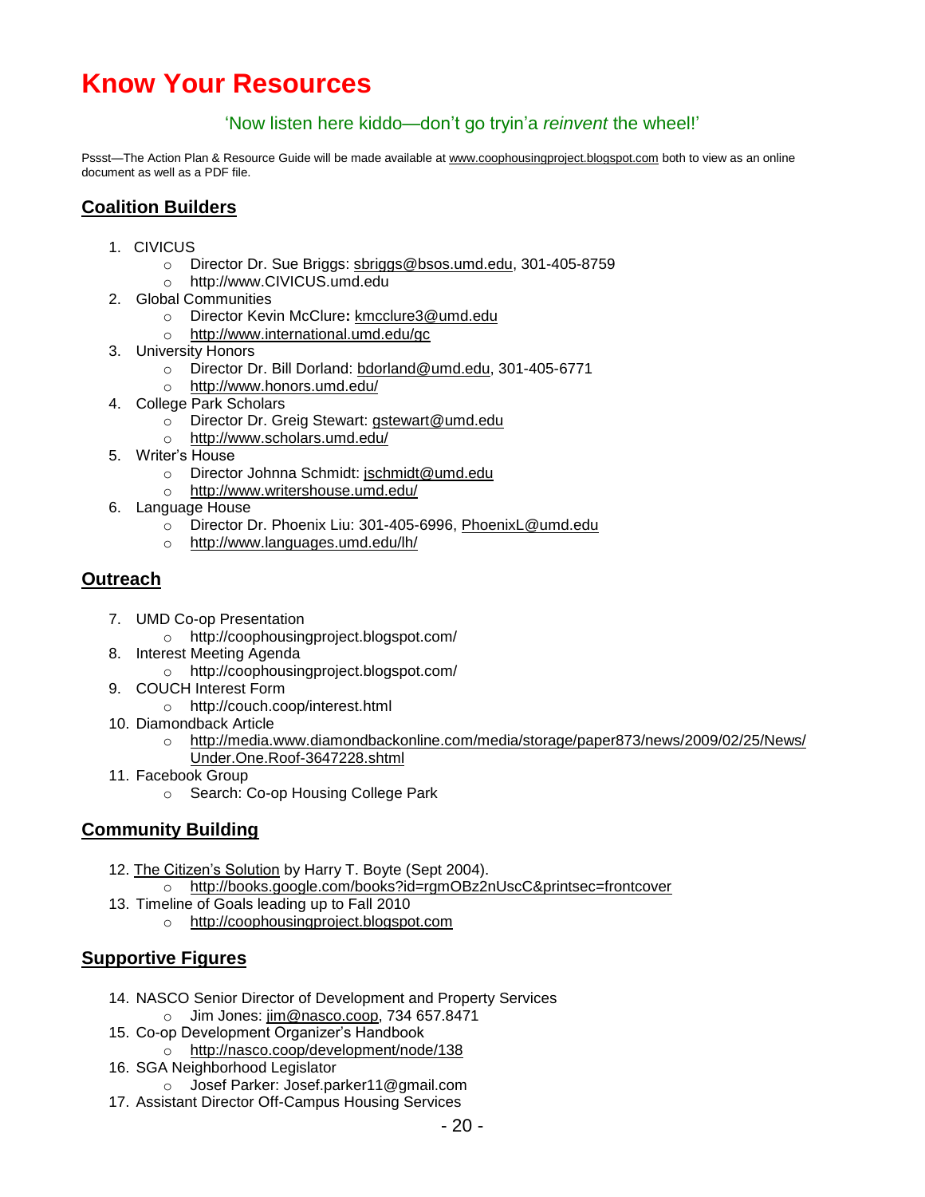# Know Your Resources

'Now listen here kiddo—don't go tryin'a *reinvent* the wheel!'

Pssst—The Action Plan & Resource Guide will be made available at www.coophousingproject.blogspot.com both to view as an online document as well as a PDF file.

## Coalition Builders

1. CIVICUS
    - Director Dr. Sue Briggs: sbriggs@bsos.umd.edu, 301-405-8759
    - http://www.CIVICUS.umd.edu
2. Global Communities
    - Director Kevin McClure: kmcclure3@umd.edu
    - http://www.international.umd.edu/gc
3. University Honors
    - Director Dr. Bill Dorland: bdorland@umd.edu, 301-405-6771
    - http://www.honors.umd.edu/
4. College Park Scholars
    - Director Dr. Greig Stewart: gstewart@umd.edu
    - http://www.scholars.umd.edu/
5. Writer's House
    - Director Johnna Schmidt: jschmidt@umd.edu
    - http://www.writershouse.umd.edu/
6. Language House
    - Director Dr. Phoenix Liu: 301-405-6996, PhoenixL@umd.edu
    - http://www.languages.umd.edu/lh/

## Outreach

7. UMD Co-op Presentation
    - http://coophousingproject.blogspot.com/
8. Interest Meeting Agenda
    - http://coophousingproject.blogspot.com/
9. COUCH Interest Form
    - http://couch.coop/interest.html
10. Diamondback Article
    - http://media.www.diamondbackonline.com/media/storage/paper873/news/2009/02/25/News/Under.One.Roof-3647228.shtml
11. Facebook Group
    - Search: Co-op Housing College Park

## Community Building

12. The Citizen's Solution by Harry T. Boyte (Sept 2004).
    - http://books.google.com/books?id=rgmOBz2nUscC&printsec=frontcover
13. Timeline of Goals leading up to Fall 2010
    - http://coophousingproject.blogspot.com

## Supportive Figures

14. NASCO Senior Director of Development and Property Services
    - Jim Jones: jim@nasco.coop, 734 657.8471
15. Co-op Development Organizer's Handbook
    - http://nasco.coop/development/node/138
16. SGA Neighborhood Legislator
    - Josef Parker: Josef.parker11@gmail.com
17. Assistant Director Off-Campus Housing Services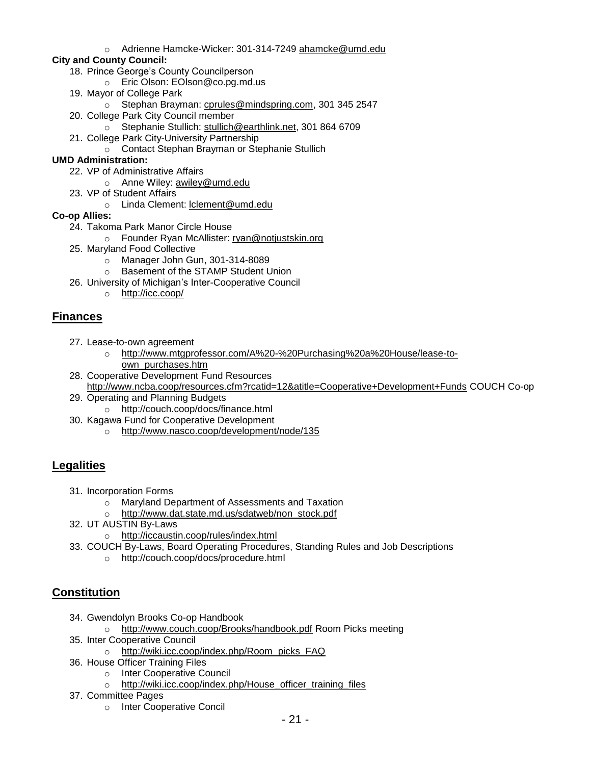- Adrienne Hamcke-Wicker: 301-314-7249 ahamcke@umd.edu

**City and County Council:**

18. Prince George's County Councilperson
    - Eric Olson: EOlson@co.pg.md.us
19. Mayor of College Park
    - Stephan Brayman: cprules@mindspring.com, 301 345 2547
20. College Park City Council member
    - Stephanie Stullich: stullich@earthlink.net, 301 864 6709
21. College Park City-University Partnership
    - Contact Stephan Brayman or Stephanie Stullich

**UMD Administration:**

22. VP of Administrative Affairs
    - Anne Wiley: awiley@umd.edu
23. VP of Student Affairs
    - Linda Clement: lclement@umd.edu

**Co-op Allies:**

24. Takoma Park Manor Circle House
    - Founder Ryan McAllister: ryan@notjustskin.org
25. Maryland Food Collective
    - Manager John Gun, 301-314-8089
    - Basement of the STAMP Student Union
26. University of Michigan's Inter-Cooperative Council
    - http://icc.coop/

## Finances

27. Lease-to-own agreement
    - http://www.mtgprofessor.com/A%20-%20Purchasing%20a%20House/lease-to-own_purchases.htm
28. Cooperative Development Fund Resources
    http://www.ncba.coop/resources.cfm?rcatid=12&atitle=Cooperative+Development+Funds COUCH Co-op
29. Operating and Planning Budgets
    - http://couch.coop/docs/finance.html
30. Kagawa Fund for Cooperative Development
    - http://www.nasco.coop/development/node/135

## Legalities

31. Incorporation Forms
    - Maryland Department of Assessments and Taxation
    - http://www.dat.state.md.us/sdatweb/non_stock.pdf
32. UT AUSTIN By-Laws
    - http://iccaustin.coop/rules/index.html
33. COUCH By-Laws, Board Operating Procedures, Standing Rules and Job Descriptions
    - http://couch.coop/docs/procedure.html

## Constitution

34. Gwendolyn Brooks Co-op Handbook
    - http://www.couch.coop/Brooks/handbook.pdf Room Picks meeting
35. Inter Cooperative Council
    - http://wiki.icc.coop/index.php/Room_picks_FAQ
36. House Officer Training Files
    - Inter Cooperative Council
    - http://wiki.icc.coop/index.php/House_officer_training_files
37. Committee Pages
    - Inter Cooperative Concil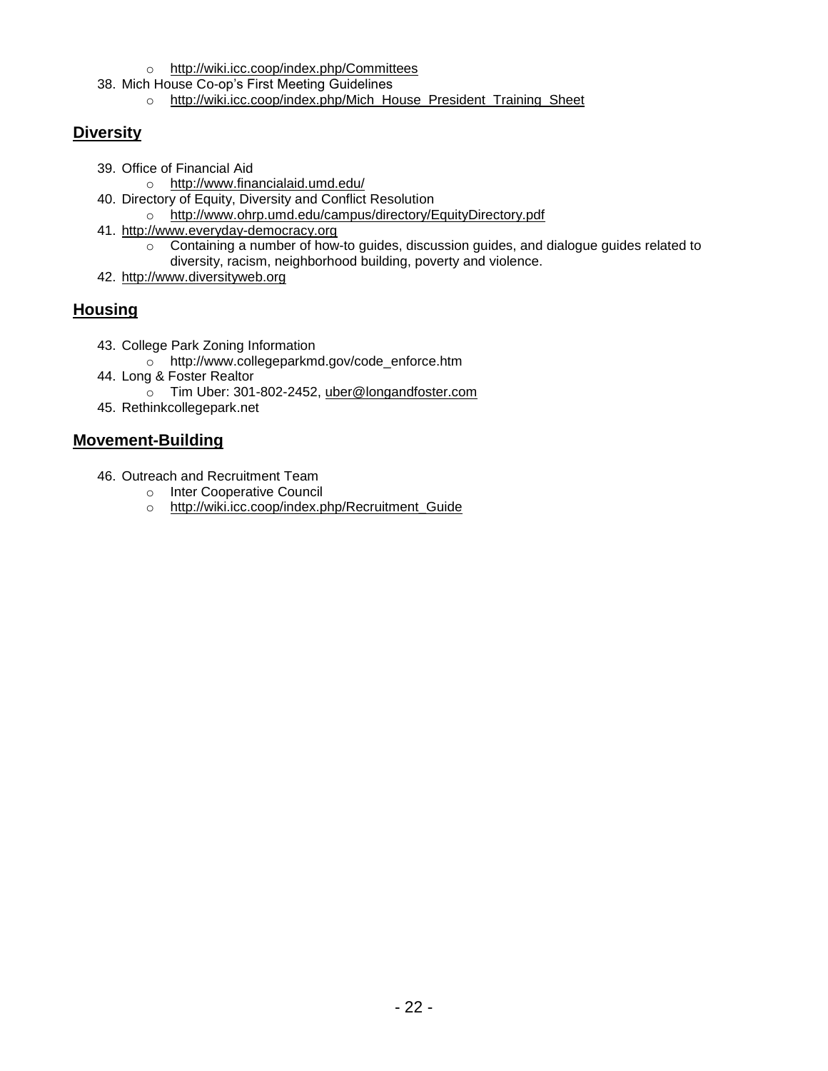- http://wiki.icc.coop/index.php/Committees

38. Mich House Co-op's First Meeting Guidelines
    - http://wiki.icc.coop/index.php/Mich_House_President_Training_Sheet

## Diversity

39. Office of Financial Aid
    - http://www.financialaid.umd.edu/
40. Directory of Equity, Diversity and Conflict Resolution
    - http://www.ohrp.umd.edu/campus/directory/EquityDirectory.pdf
41. http://www.everyday-democracy.org
    - Containing a number of how-to guides, discussion guides, and dialogue guides related to diversity, racism, neighborhood building, poverty and violence.
42. http://www.diversityweb.org

## Housing

43. College Park Zoning Information
    - http://www.collegeparkmd.gov/code_enforce.htm
44. Long & Foster Realtor
    - Tim Uber: 301-802-2452, uber@longandfoster.com
45. Rethinkcollegepark.net

## Movement-Building

46. Outreach and Recruitment Team
    - Inter Cooperative Council
    - http://wiki.icc.coop/index.php/Recruitment_Guide